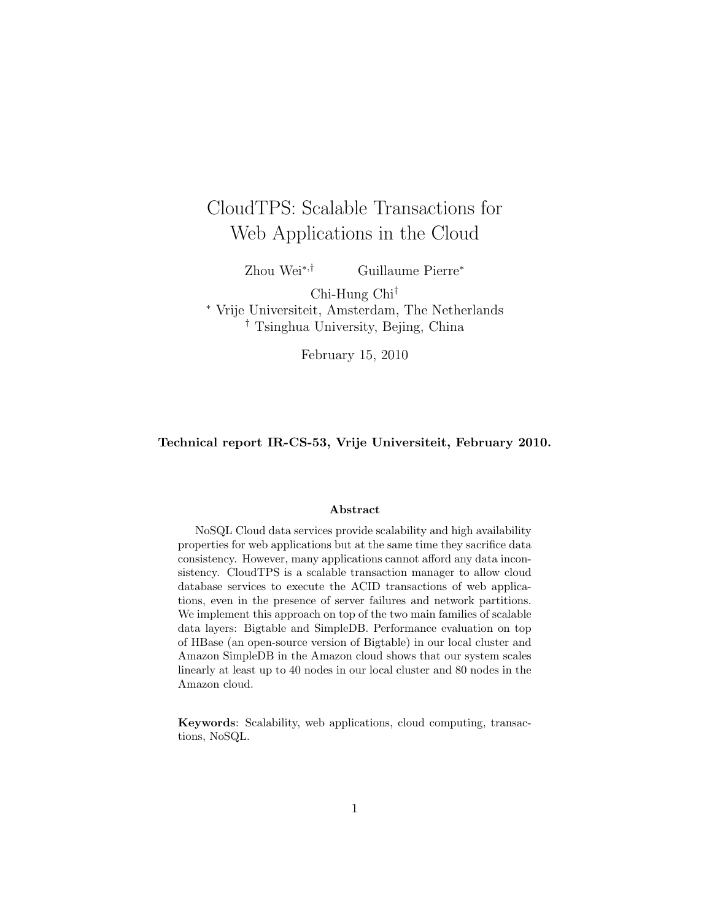# CloudTPS: Scalable Transactions for Web Applications in the Cloud

Zhou Wei[*,†] Guillaume Pierre[*]

Chi-Hung Chi[†]

[*] Vrije Universiteit, Amsterdam, The Netherlands

[†] Tsinghua University, Bejing, China

February 15, 2010

**Technical report IR-CS-53, Vrije Universiteit, February 2010.**

### Abstract

NoSQL Cloud data services provide scalability and high availability properties for web applications but at the same time they sacrifice data consistency. However, many applications cannot afford any data inconsistency. CloudTPS is a scalable transaction manager to allow cloud database services to execute the ACID transactions of web applications, even in the presence of server failures and network partitions. We implement this approach on top of the two main families of scalable data layers: Bigtable and SimpleDB. Performance evaluation on top of HBase (an open-source version of Bigtable) in our local cluster and Amazon SimpleDB in the Amazon cloud shows that our system scales linearly at least up to 40 nodes in our local cluster and 80 nodes in the Amazon cloud.

**Keywords**: Scalability, web applications, cloud computing, transactions, NoSQL.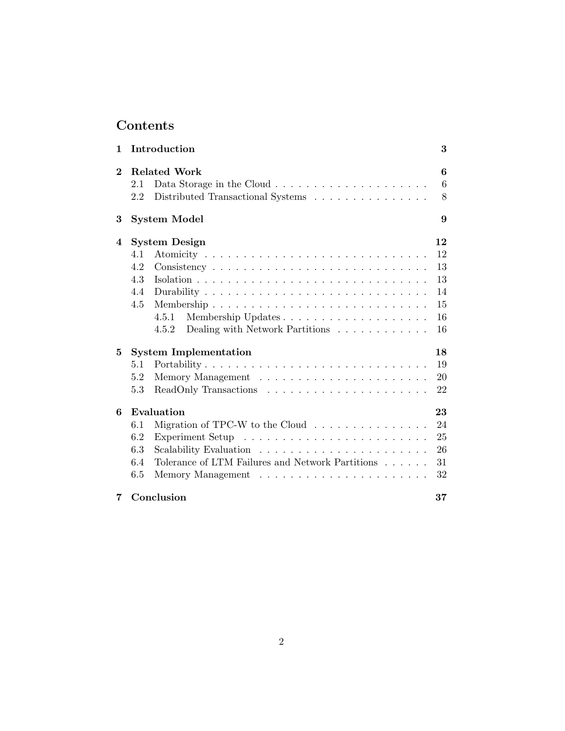# Contents

| | | |
|---|---|---|
| **1** | **Introduction** | **3** |
| **2** | **Related Work** | **6** |
| | 2.1 Data Storage in the Cloud | 6 |
| | 2.2 Distributed Transactional Systems | 8 |
| **3** | **System Model** | **9** |
| **4** | **System Design** | **12** |
| | 4.1 Atomicity | 12 |
| | 4.2 Consistency | 13 |
| | 4.3 Isolation | 13 |
| | 4.4 Durability | 14 |
| | 4.5 Membership | 15 |
| | 4.5.1 Membership Updates | 16 |
| | 4.5.2 Dealing with Network Partitions | 16 |
| **5** | **System Implementation** | **18** |
| | 5.1 Portability | 19 |
| | 5.2 Memory Management | 20 |
| | 5.3 ReadOnly Transactions | 22 |
| **6** | **Evaluation** | **23** |
| | 6.1 Migration of TPC-W to the Cloud | 24 |
| | 6.2 Experiment Setup | 25 |
| | 6.3 Scalability Evaluation | 26 |
| | 6.4 Tolerance of LTM Failures and Network Partitions | 31 |
| | 6.5 Memory Management | 32 |
| **7** | **Conclusion** | **37** |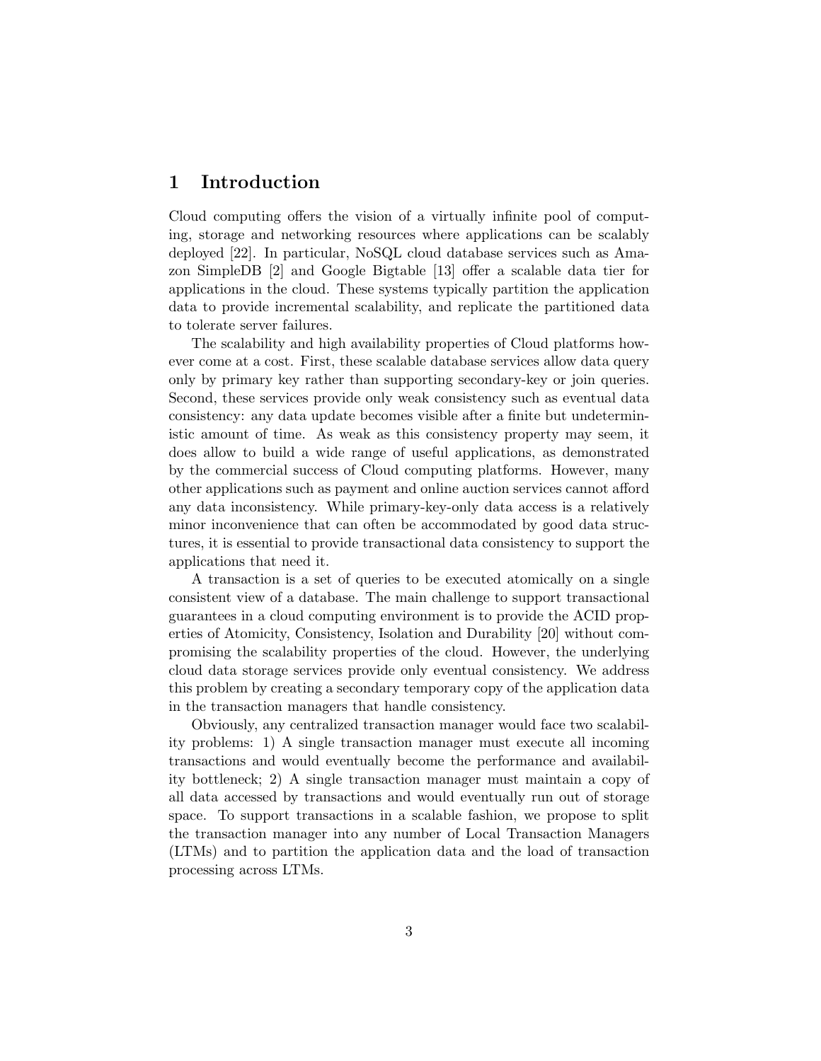# 1 Introduction

Cloud computing offers the vision of a virtually infinite pool of computing, storage and networking resources where applications can be scalably deployed [22]. In particular, NoSQL cloud database services such as Amazon SimpleDB [2] and Google Bigtable [13] offer a scalable data tier for applications in the cloud. These systems typically partition the application data to provide incremental scalability, and replicate the partitioned data to tolerate server failures.

The scalability and high availability properties of Cloud platforms however come at a cost. First, these scalable database services allow data query only by primary key rather than supporting secondary-key or join queries. Second, these services provide only weak consistency such as eventual data consistency: any data update becomes visible after a finite but undeterministic amount of time. As weak as this consistency property may seem, it does allow to build a wide range of useful applications, as demonstrated by the commercial success of Cloud computing platforms. However, many other applications such as payment and online auction services cannot afford any data inconsistency. While primary-key-only data access is a relatively minor inconvenience that can often be accommodated by good data structures, it is essential to provide transactional data consistency to support the applications that need it.

A transaction is a set of queries to be executed atomically on a single consistent view of a database. The main challenge to support transactional guarantees in a cloud computing environment is to provide the ACID properties of Atomicity, Consistency, Isolation and Durability [20] without compromising the scalability properties of the cloud. However, the underlying cloud data storage services provide only eventual consistency. We address this problem by creating a secondary temporary copy of the application data in the transaction managers that handle consistency.

Obviously, any centralized transaction manager would face two scalability problems: 1) A single transaction manager must execute all incoming transactions and would eventually become the performance and availability bottleneck; 2) A single transaction manager must maintain a copy of all data accessed by transactions and would eventually run out of storage space. To support transactions in a scalable fashion, we propose to split the transaction manager into any number of Local Transaction Managers (LTMs) and to partition the application data and the load of transaction processing across LTMs.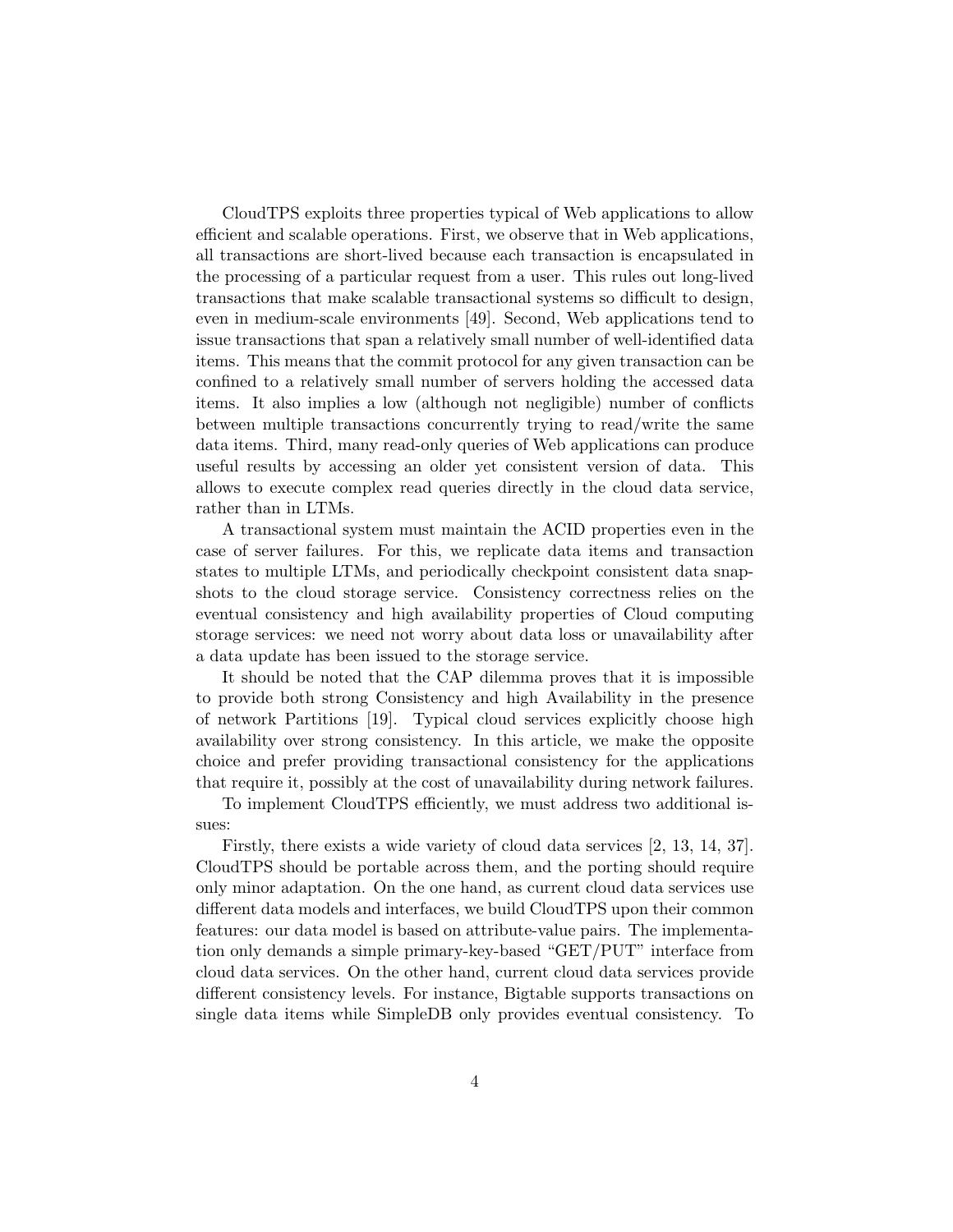CloudTPS exploits three properties typical of Web applications to allow efficient and scalable operations. First, we observe that in Web applications, all transactions are short-lived because each transaction is encapsulated in the processing of a particular request from a user. This rules out long-lived transactions that make scalable transactional systems so difficult to design, even in medium-scale environments [49]. Second, Web applications tend to issue transactions that span a relatively small number of well-identified data items. This means that the commit protocol for any given transaction can be confined to a relatively small number of servers holding the accessed data items. It also implies a low (although not negligible) number of conflicts between multiple transactions concurrently trying to read/write the same data items. Third, many read-only queries of Web applications can produce useful results by accessing an older yet consistent version of data. This allows to execute complex read queries directly in the cloud data service, rather than in LTMs.

A transactional system must maintain the ACID properties even in the case of server failures. For this, we replicate data items and transaction states to multiple LTMs, and periodically checkpoint consistent data snapshots to the cloud storage service. Consistency correctness relies on the eventual consistency and high availability properties of Cloud computing storage services: we need not worry about data loss or unavailability after a data update has been issued to the storage service.

It should be noted that the CAP dilemma proves that it is impossible to provide both strong Consistency and high Availability in the presence of network Partitions [19]. Typical cloud services explicitly choose high availability over strong consistency. In this article, we make the opposite choice and prefer providing transactional consistency for the applications that require it, possibly at the cost of unavailability during network failures.

To implement CloudTPS efficiently, we must address two additional issues:

Firstly, there exists a wide variety of cloud data services [2, 13, 14, 37]. CloudTPS should be portable across them, and the porting should require only minor adaptation. On the one hand, as current cloud data services use different data models and interfaces, we build CloudTPS upon their common features: our data model is based on attribute-value pairs. The implementation only demands a simple primary-key-based "GET/PUT" interface from cloud data services. On the other hand, current cloud data services provide different consistency levels. For instance, Bigtable supports transactions on single data items while SimpleDB only provides eventual consistency. To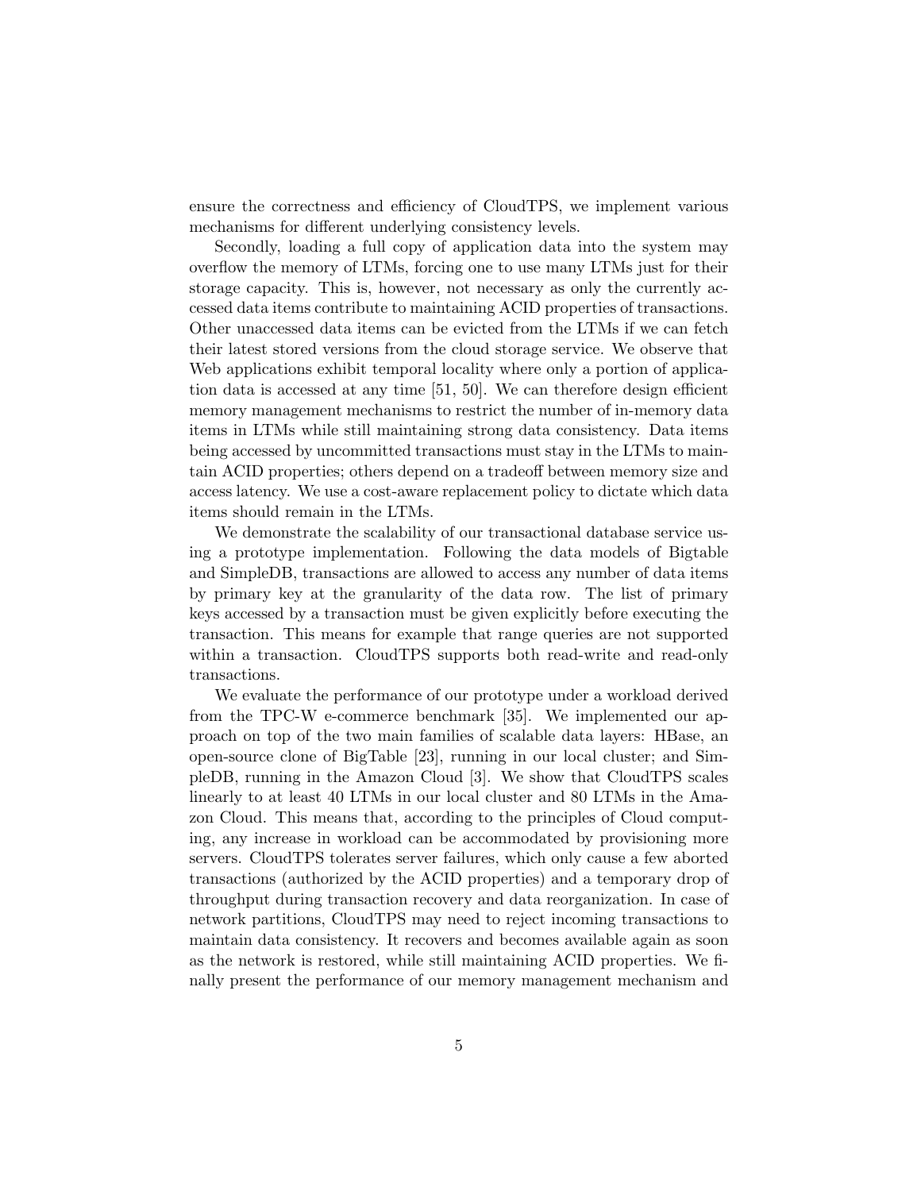ensure the correctness and efficiency of CloudTPS, we implement various mechanisms for different underlying consistency levels.

Secondly, loading a full copy of application data into the system may overflow the memory of LTMs, forcing one to use many LTMs just for their storage capacity. This is, however, not necessary as only the currently accessed data items contribute to maintaining ACID properties of transactions. Other unaccessed data items can be evicted from the LTMs if we can fetch their latest stored versions from the cloud storage service. We observe that Web applications exhibit temporal locality where only a portion of application data is accessed at any time [51, 50]. We can therefore design efficient memory management mechanisms to restrict the number of in-memory data items in LTMs while still maintaining strong data consistency. Data items being accessed by uncommitted transactions must stay in the LTMs to maintain ACID properties; others depend on a tradeoff between memory size and access latency. We use a cost-aware replacement policy to dictate which data items should remain in the LTMs.

We demonstrate the scalability of our transactional database service using a prototype implementation. Following the data models of Bigtable and SimpleDB, transactions are allowed to access any number of data items by primary key at the granularity of the data row. The list of primary keys accessed by a transaction must be given explicitly before executing the transaction. This means for example that range queries are not supported within a transaction. CloudTPS supports both read-write and read-only transactions.

We evaluate the performance of our prototype under a workload derived from the TPC-W e-commerce benchmark [35]. We implemented our approach on top of the two main families of scalable data layers: HBase, an open-source clone of BigTable [23], running in our local cluster; and SimpleDB, running in the Amazon Cloud [3]. We show that CloudTPS scales linearly to at least 40 LTMs in our local cluster and 80 LTMs in the Amazon Cloud. This means that, according to the principles of Cloud computing, any increase in workload can be accommodated by provisioning more servers. CloudTPS tolerates server failures, which only cause a few aborted transactions (authorized by the ACID properties) and a temporary drop of throughput during transaction recovery and data reorganization. In case of network partitions, CloudTPS may need to reject incoming transactions to maintain data consistency. It recovers and becomes available again as soon as the network is restored, while still maintaining ACID properties. We finally present the performance of our memory management mechanism and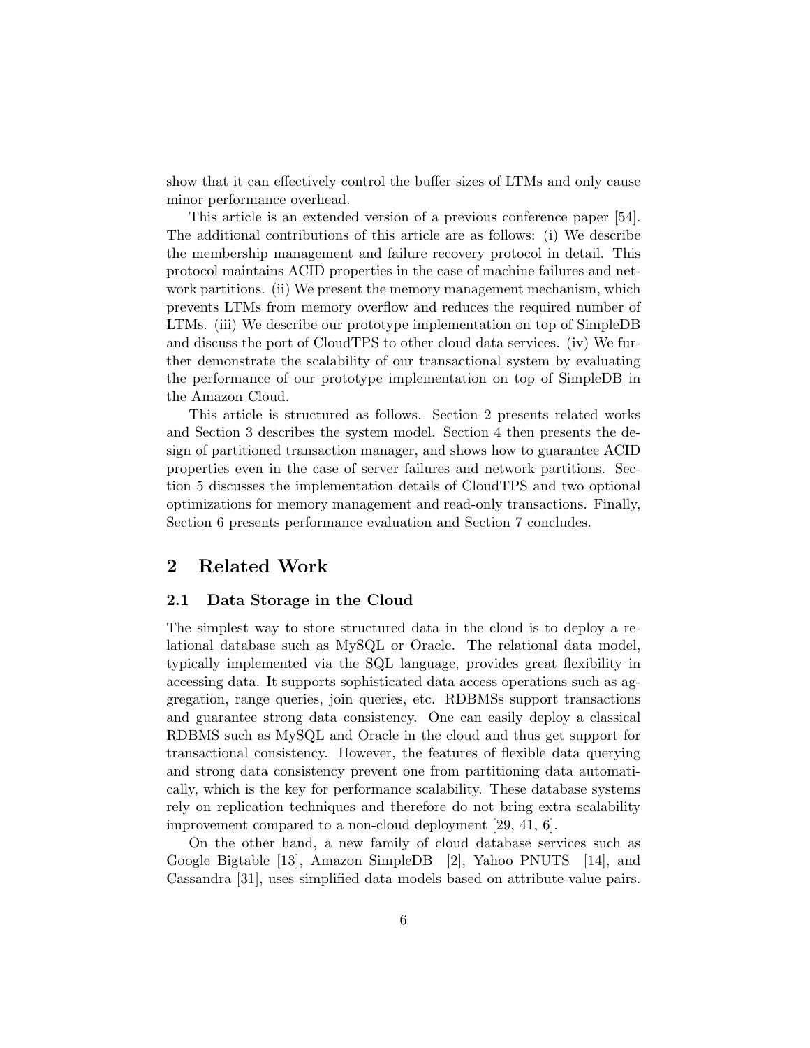show that it can effectively control the buffer sizes of LTMs and only cause minor performance overhead.

This article is an extended version of a previous conference paper [54]. The additional contributions of this article are as follows: (i) We describe the membership management and failure recovery protocol in detail. This protocol maintains ACID properties in the case of machine failures and network partitions. (ii) We present the memory management mechanism, which prevents LTMs from memory overflow and reduces the required number of LTMs. (iii) We describe our prototype implementation on top of SimpleDB and discuss the port of CloudTPS to other cloud data services. (iv) We further demonstrate the scalability of our transactional system by evaluating the performance of our prototype implementation on top of SimpleDB in the Amazon Cloud.

This article is structured as follows. Section 2 presents related works and Section 3 describes the system model. Section 4 then presents the design of partitioned transaction manager, and shows how to guarantee ACID properties even in the case of server failures and network partitions. Section 5 discusses the implementation details of CloudTPS and two optional optimizations for memory management and read-only transactions. Finally, Section 6 presents performance evaluation and Section 7 concludes.

## 2 Related Work

### 2.1 Data Storage in the Cloud

The simplest way to store structured data in the cloud is to deploy a relational database such as MySQL or Oracle. The relational data model, typically implemented via the SQL language, provides great flexibility in accessing data. It supports sophisticated data access operations such as aggregation, range queries, join queries, etc. RDBMSs support transactions and guarantee strong data consistency. One can easily deploy a classical RDBMS such as MySQL and Oracle in the cloud and thus get support for transactional consistency. However, the features of flexible data querying and strong data consistency prevent one from partitioning data automatically, which is the key for performance scalability. These database systems rely on replication techniques and therefore do not bring extra scalability improvement compared to a non-cloud deployment [29, 41, 6].

On the other hand, a new family of cloud database services such as Google Bigtable [13], Amazon SimpleDB [2], Yahoo PNUTS [14], and Cassandra [31], uses simplified data models based on attribute-value pairs.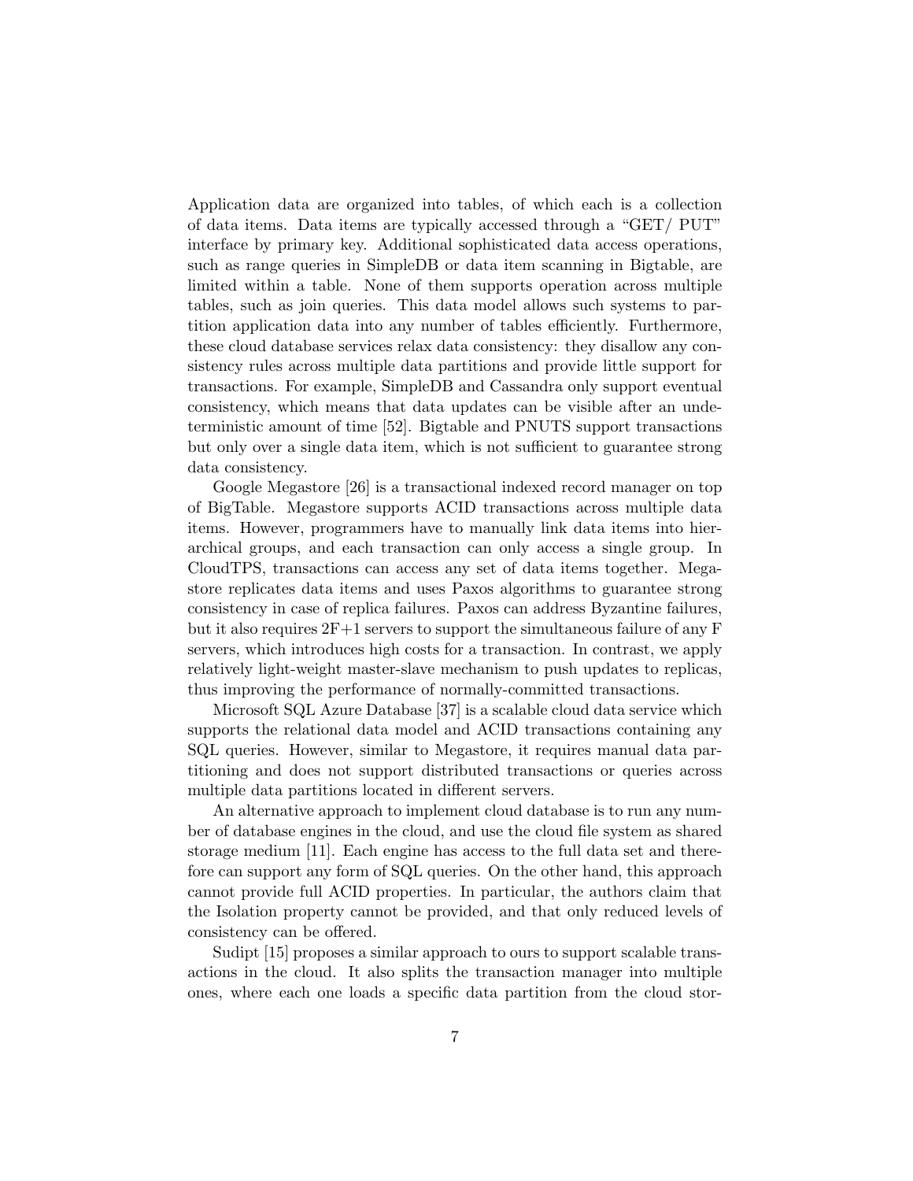Application data are organized into tables, of which each is a collection of data items. Data items are typically accessed through a "GET/ PUT" interface by primary key. Additional sophisticated data access operations, such as range queries in SimpleDB or data item scanning in Bigtable, are limited within a table. None of them supports operation across multiple tables, such as join queries. This data model allows such systems to partition application data into any number of tables efficiently. Furthermore, these cloud database services relax data consistency: they disallow any consistency rules across multiple data partitions and provide little support for transactions. For example, SimpleDB and Cassandra only support eventual consistency, which means that data updates can be visible after an undeterministic amount of time [52]. Bigtable and PNUTS support transactions but only over a single data item, which is not sufficient to guarantee strong data consistency.

Google Megastore [26] is a transactional indexed record manager on top of BigTable. Megastore supports ACID transactions across multiple data items. However, programmers have to manually link data items into hierarchical groups, and each transaction can only access a single group. In CloudTPS, transactions can access any set of data items together. Megastore replicates data items and uses Paxos algorithms to guarantee strong consistency in case of replica failures. Paxos can address Byzantine failures, but it also requires 2F+1 servers to support the simultaneous failure of any F servers, which introduces high costs for a transaction. In contrast, we apply relatively light-weight master-slave mechanism to push updates to replicas, thus improving the performance of normally-committed transactions.

Microsoft SQL Azure Database [37] is a scalable cloud data service which supports the relational data model and ACID transactions containing any SQL queries. However, similar to Megastore, it requires manual data partitioning and does not support distributed transactions or queries across multiple data partitions located in different servers.

An alternative approach to implement cloud database is to run any number of database engines in the cloud, and use the cloud file system as shared storage medium [11]. Each engine has access to the full data set and therefore can support any form of SQL queries. On the other hand, this approach cannot provide full ACID properties. In particular, the authors claim that the Isolation property cannot be provided, and that only reduced levels of consistency can be offered.

Sudipt [15] proposes a similar approach to ours to support scalable transactions in the cloud. It also splits the transaction manager into multiple ones, where each one loads a specific data partition from the cloud stor-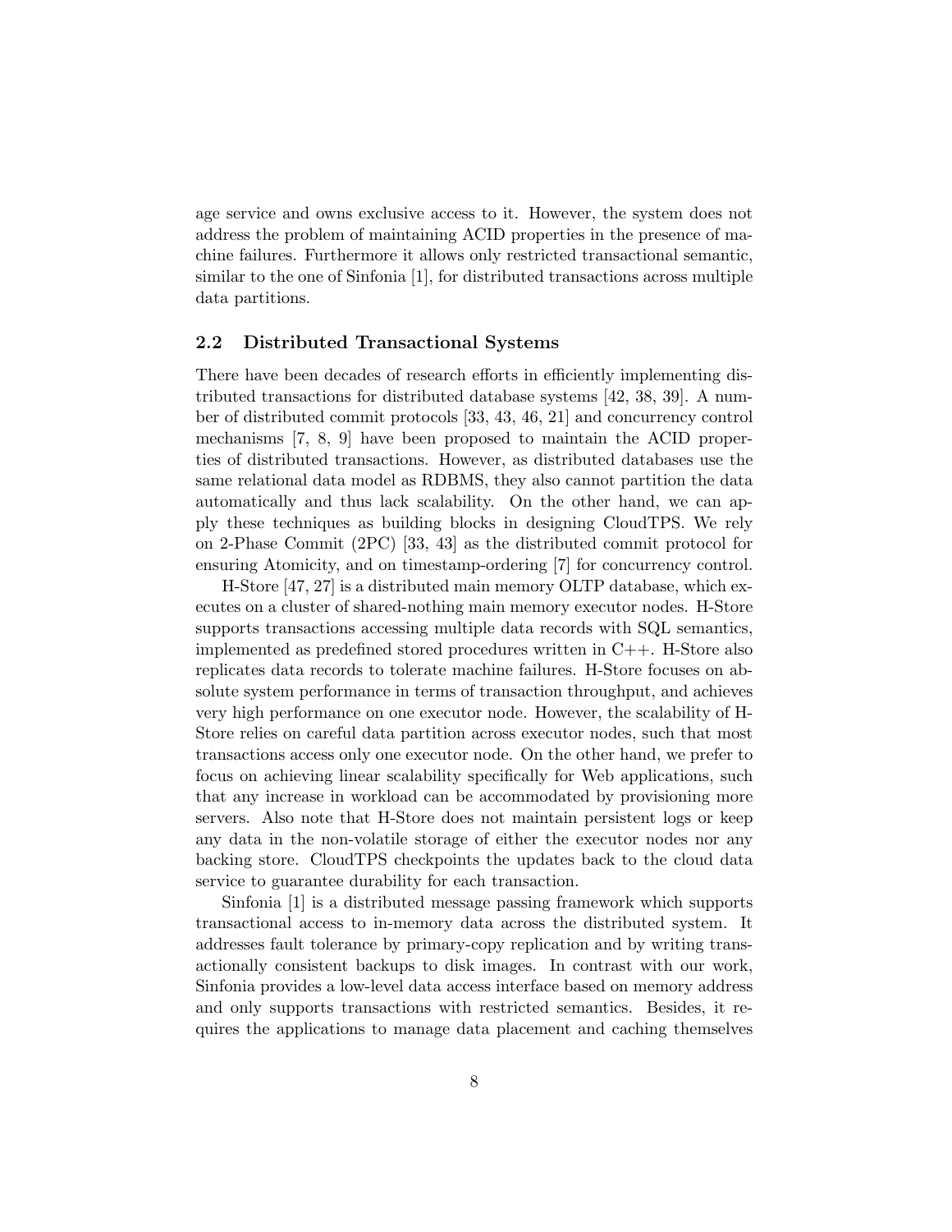age service and owns exclusive access to it. However, the system does not address the problem of maintaining ACID properties in the presence of machine failures. Furthermore it allows only restricted transactional semantic, similar to the one of Sinfonia [1], for distributed transactions across multiple data partitions.

## 2.2 Distributed Transactional Systems

There have been decades of research efforts in efficiently implementing distributed transactions for distributed database systems [42, 38, 39]. A number of distributed commit protocols [33, 43, 46, 21] and concurrency control mechanisms [7, 8, 9] have been proposed to maintain the ACID properties of distributed transactions. However, as distributed databases use the same relational data model as RDBMS, they also cannot partition the data automatically and thus lack scalability. On the other hand, we can apply these techniques as building blocks in designing CloudTPS. We rely on 2-Phase Commit (2PC) [33, 43] as the distributed commit protocol for ensuring Atomicity, and on timestamp-ordering [7] for concurrency control.

H-Store [47, 27] is a distributed main memory OLTP database, which executes on a cluster of shared-nothing main memory executor nodes. H-Store supports transactions accessing multiple data records with SQL semantics, implemented as predefined stored procedures written in C++. H-Store also replicates data records to tolerate machine failures. H-Store focuses on absolute system performance in terms of transaction throughput, and achieves very high performance on one executor node. However, the scalability of H-Store relies on careful data partition across executor nodes, such that most transactions access only one executor node. On the other hand, we prefer to focus on achieving linear scalability specifically for Web applications, such that any increase in workload can be accommodated by provisioning more servers. Also note that H-Store does not maintain persistent logs or keep any data in the non-volatile storage of either the executor nodes nor any backing store. CloudTPS checkpoints the updates back to the cloud data service to guarantee durability for each transaction.

Sinfonia [1] is a distributed message passing framework which supports transactional access to in-memory data across the distributed system. It addresses fault tolerance by primary-copy replication and by writing transactionally consistent backups to disk images. In contrast with our work, Sinfonia provides a low-level data access interface based on memory address and only supports transactions with restricted semantics. Besides, it requires the applications to manage data placement and caching themselves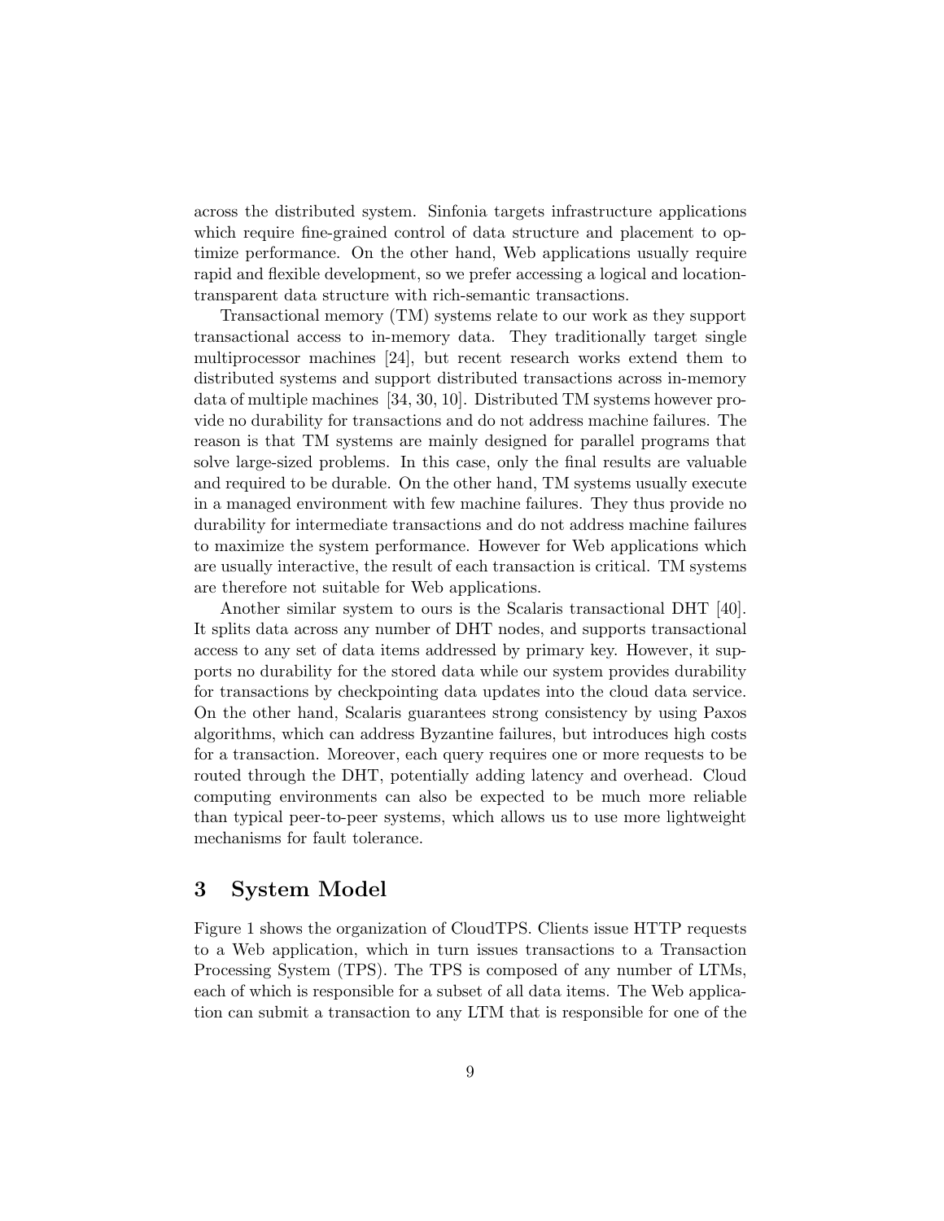across the distributed system. Sinfonia targets infrastructure applications which require fine-grained control of data structure and placement to optimize performance. On the other hand, Web applications usually require rapid and flexible development, so we prefer accessing a logical and location-transparent data structure with rich-semantic transactions.

Transactional memory (TM) systems relate to our work as they support transactional access to in-memory data. They traditionally target single multiprocessor machines [24], but recent research works extend them to distributed systems and support distributed transactions across in-memory data of multiple machines [34, 30, 10]. Distributed TM systems however provide no durability for transactions and do not address machine failures. The reason is that TM systems are mainly designed for parallel programs that solve large-sized problems. In this case, only the final results are valuable and required to be durable. On the other hand, TM systems usually execute in a managed environment with few machine failures. They thus provide no durability for intermediate transactions and do not address machine failures to maximize the system performance. However for Web applications which are usually interactive, the result of each transaction is critical. TM systems are therefore not suitable for Web applications.

Another similar system to ours is the Scalaris transactional DHT [40]. It splits data across any number of DHT nodes, and supports transactional access to any set of data items addressed by primary key. However, it supports no durability for the stored data while our system provides durability for transactions by checkpointing data updates into the cloud data service. On the other hand, Scalaris guarantees strong consistency by using Paxos algorithms, which can address Byzantine failures, but introduces high costs for a transaction. Moreover, each query requires one or more requests to be routed through the DHT, potentially adding latency and overhead. Cloud computing environments can also be expected to be much more reliable than typical peer-to-peer systems, which allows us to use more lightweight mechanisms for fault tolerance.

# 3 System Model

Figure 1 shows the organization of CloudTPS. Clients issue HTTP requests to a Web application, which in turn issues transactions to a Transaction Processing System (TPS). The TPS is composed of any number of LTMs, each of which is responsible for a subset of all data items. The Web application can submit a transaction to any LTM that is responsible for one of the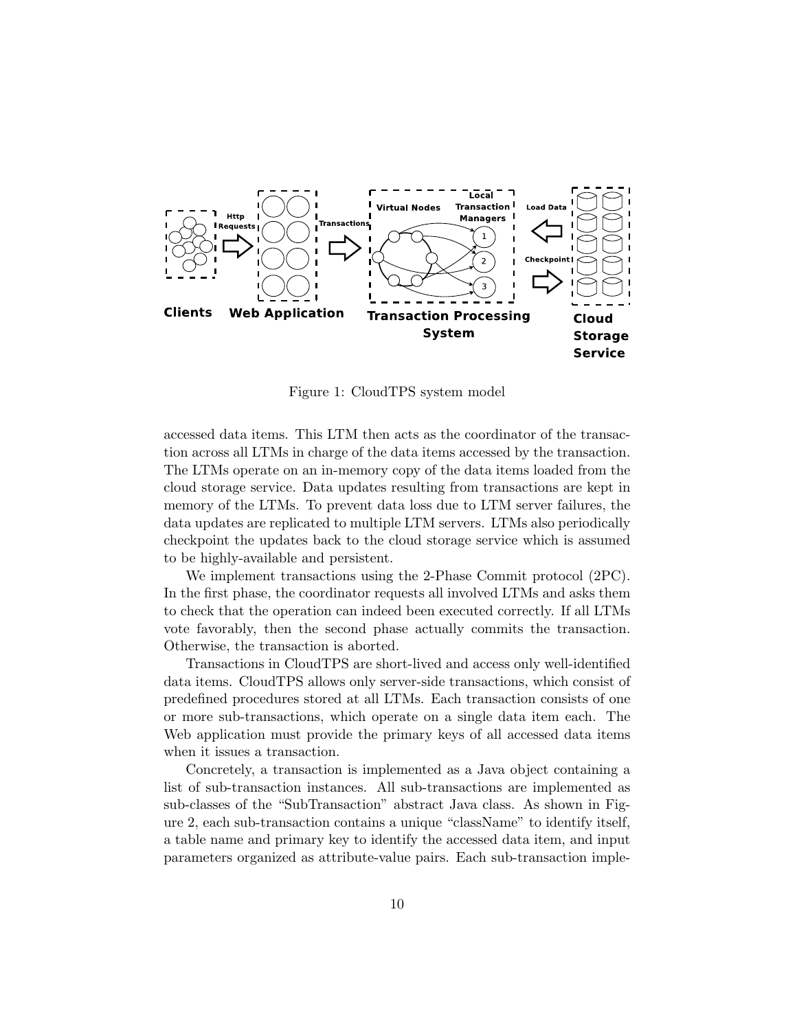Figure 1: CloudTPS system model

accessed data items. This LTM then acts as the coordinator of the transaction across all LTMs in charge of the data items accessed by the transaction. The LTMs operate on an in-memory copy of the data items loaded from the cloud storage service. Data updates resulting from transactions are kept in memory of the LTMs. To prevent data loss due to LTM server failures, the data updates are replicated to multiple LTM servers. LTMs also periodically checkpoint the updates back to the cloud storage service which is assumed to be highly-available and persistent.

We implement transactions using the 2-Phase Commit protocol (2PC). In the first phase, the coordinator requests all involved LTMs and asks them to check that the operation can indeed been executed correctly. If all LTMs vote favorably, then the second phase actually commits the transaction. Otherwise, the transaction is aborted.

Transactions in CloudTPS are short-lived and access only well-identified data items. CloudTPS allows only server-side transactions, which consist of predefined procedures stored at all LTMs. Each transaction consists of one or more sub-transactions, which operate on a single data item each. The Web application must provide the primary keys of all accessed data items when it issues a transaction.

Concretely, a transaction is implemented as a Java object containing a list of sub-transaction instances. All sub-transactions are implemented as sub-classes of the "SubTransaction" abstract Java class. As shown in Figure 2, each sub-transaction contains a unique "className" to identify itself, a table name and primary key to identify the accessed data item, and input parameters organized as attribute-value pairs. Each sub-transaction imple-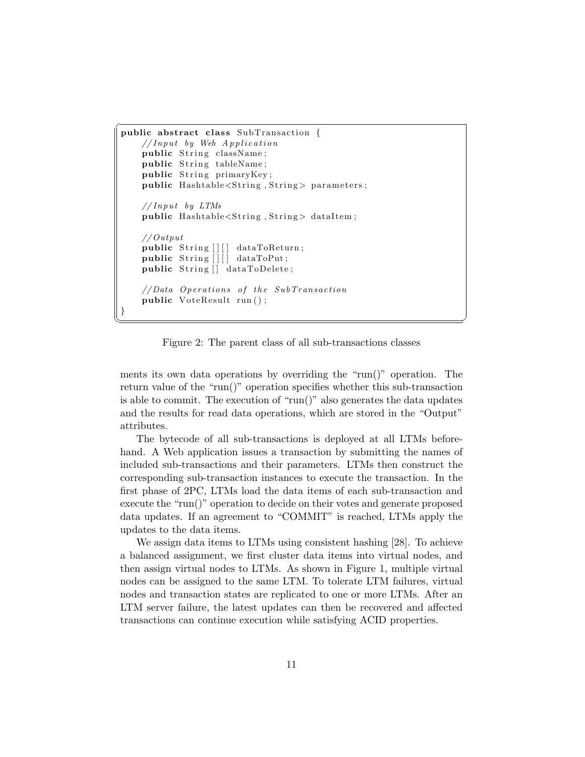```java
public abstract class SubTransaction {
    //Input by Web Application
    public String className;
    public String tableName;
    public String primaryKey;
    public Hashtable<String,String> parameters;

    //Input by LTMs
    public Hashtable<String,String> dataItem;

    //Output
    public String[][] dataToReturn;
    public String[][] dataToPut;
    public String[] dataToDelete;

    //Data Operations of the SubTransaction
    public VoteResult run();
}
```

Figure 2: The parent class of all sub-transactions classes

ments its own data operations by overriding the "run()" operation. The return value of the "run()" operation specifies whether this sub-transaction is able to commit. The execution of "run()" also generates the data updates and the results for read data operations, which are stored in the "Output" attributes.

The bytecode of all sub-transactions is deployed at all LTMs beforehand. A Web application issues a transaction by submitting the names of included sub-transactions and their parameters. LTMs then construct the corresponding sub-transaction instances to execute the transaction. In the first phase of 2PC, LTMs load the data items of each sub-transaction and execute the "run()" operation to decide on their votes and generate proposed data updates. If an agreement to "COMMIT" is reached, LTMs apply the updates to the data items.

We assign data items to LTMs using consistent hashing [28]. To achieve a balanced assignment, we first cluster data items into virtual nodes, and then assign virtual nodes to LTMs. As shown in Figure 1, multiple virtual nodes can be assigned to the same LTM. To tolerate LTM failures, virtual nodes and transaction states are replicated to one or more LTMs. After an LTM server failure, the latest updates can then be recovered and affected transactions can continue execution while satisfying ACID properties.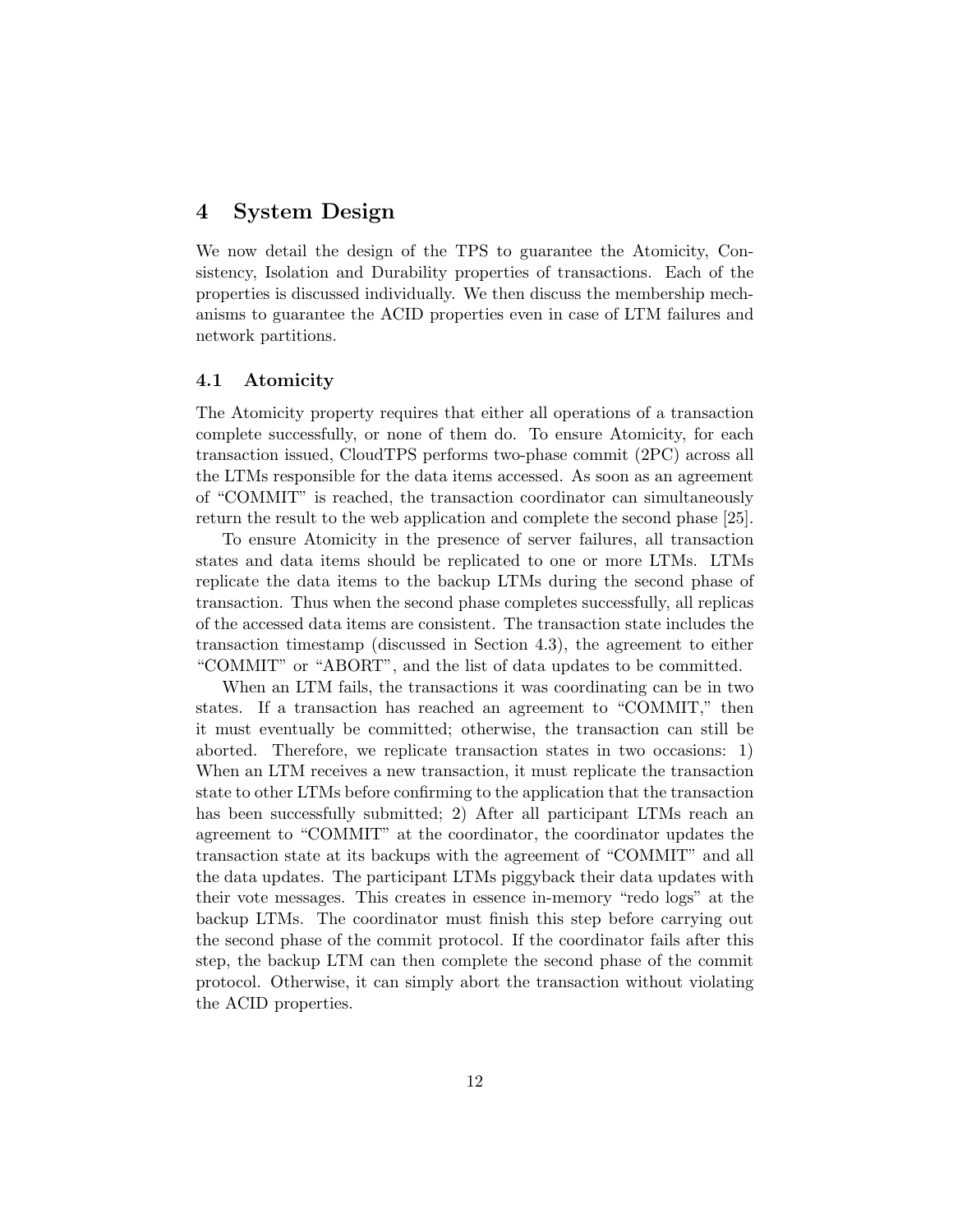# 4 System Design

We now detail the design of the TPS to guarantee the Atomicity, Consistency, Isolation and Durability properties of transactions. Each of the properties is discussed individually. We then discuss the membership mechanisms to guarantee the ACID properties even in case of LTM failures and network partitions.

## 4.1 Atomicity

The Atomicity property requires that either all operations of a transaction complete successfully, or none of them do. To ensure Atomicity, for each transaction issued, CloudTPS performs two-phase commit (2PC) across all the LTMs responsible for the data items accessed. As soon as an agreement of "COMMIT" is reached, the transaction coordinator can simultaneously return the result to the web application and complete the second phase [25].

To ensure Atomicity in the presence of server failures, all transaction states and data items should be replicated to one or more LTMs. LTMs replicate the data items to the backup LTMs during the second phase of transaction. Thus when the second phase completes successfully, all replicas of the accessed data items are consistent. The transaction state includes the transaction timestamp (discussed in Section 4.3), the agreement to either "COMMIT" or "ABORT", and the list of data updates to be committed.

When an LTM fails, the transactions it was coordinating can be in two states. If a transaction has reached an agreement to "COMMIT," then it must eventually be committed; otherwise, the transaction can still be aborted. Therefore, we replicate transaction states in two occasions: 1) When an LTM receives a new transaction, it must replicate the transaction state to other LTMs before confirming to the application that the transaction has been successfully submitted; 2) After all participant LTMs reach an agreement to "COMMIT" at the coordinator, the coordinator updates the transaction state at its backups with the agreement of "COMMIT" and all the data updates. The participant LTMs piggyback their data updates with their vote messages. This creates in essence in-memory "redo logs" at the backup LTMs. The coordinator must finish this step before carrying out the second phase of the commit protocol. If the coordinator fails after this step, the backup LTM can then complete the second phase of the commit protocol. Otherwise, it can simply abort the transaction without violating the ACID properties.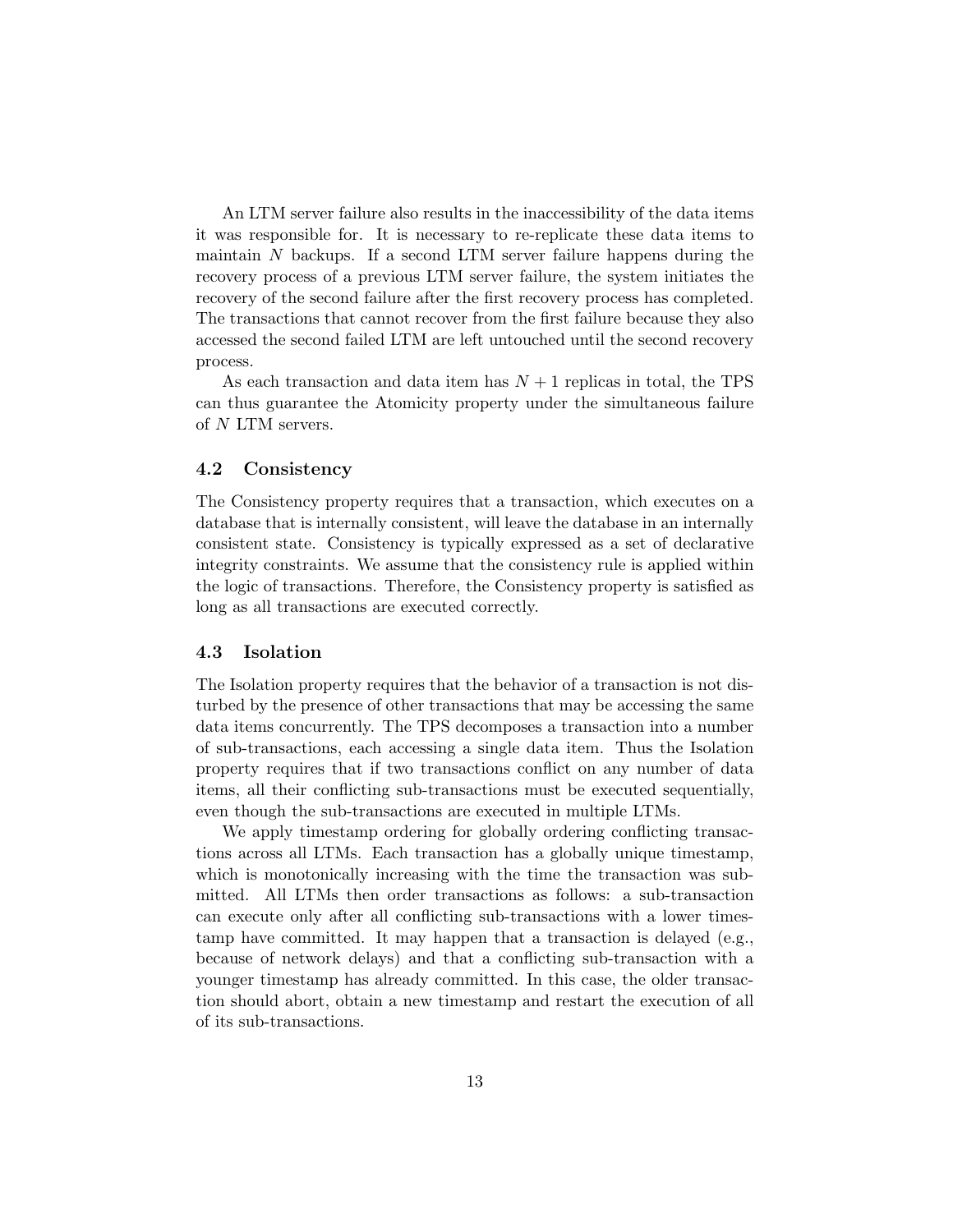An LTM server failure also results in the inaccessibility of the data items it was responsible for. It is necessary to re-replicate these data items to maintain $N$ backups. If a second LTM server failure happens during the recovery process of a previous LTM server failure, the system initiates the recovery of the second failure after the first recovery process has completed. The transactions that cannot recover from the first failure because they also accessed the second failed LTM are left untouched until the second recovery process.

As each transaction and data item has $N + 1$ replicas in total, the TPS can thus guarantee the Atomicity property under the simultaneous failure of $N$ LTM servers.

### 4.2 Consistency

The Consistency property requires that a transaction, which executes on a database that is internally consistent, will leave the database in an internally consistent state. Consistency is typically expressed as a set of declarative integrity constraints. We assume that the consistency rule is applied within the logic of transactions. Therefore, the Consistency property is satisfied as long as all transactions are executed correctly.

### 4.3 Isolation

The Isolation property requires that the behavior of a transaction is not disturbed by the presence of other transactions that may be accessing the same data items concurrently. The TPS decomposes a transaction into a number of sub-transactions, each accessing a single data item. Thus the Isolation property requires that if two transactions conflict on any number of data items, all their conflicting sub-transactions must be executed sequentially, even though the sub-transactions are executed in multiple LTMs.

We apply timestamp ordering for globally ordering conflicting transactions across all LTMs. Each transaction has a globally unique timestamp, which is monotonically increasing with the time the transaction was submitted. All LTMs then order transactions as follows: a sub-transaction can execute only after all conflicting sub-transactions with a lower timestamp have committed. It may happen that a transaction is delayed (e.g., because of network delays) and that a conflicting sub-transaction with a younger timestamp has already committed. In this case, the older transaction should abort, obtain a new timestamp and restart the execution of all of its sub-transactions.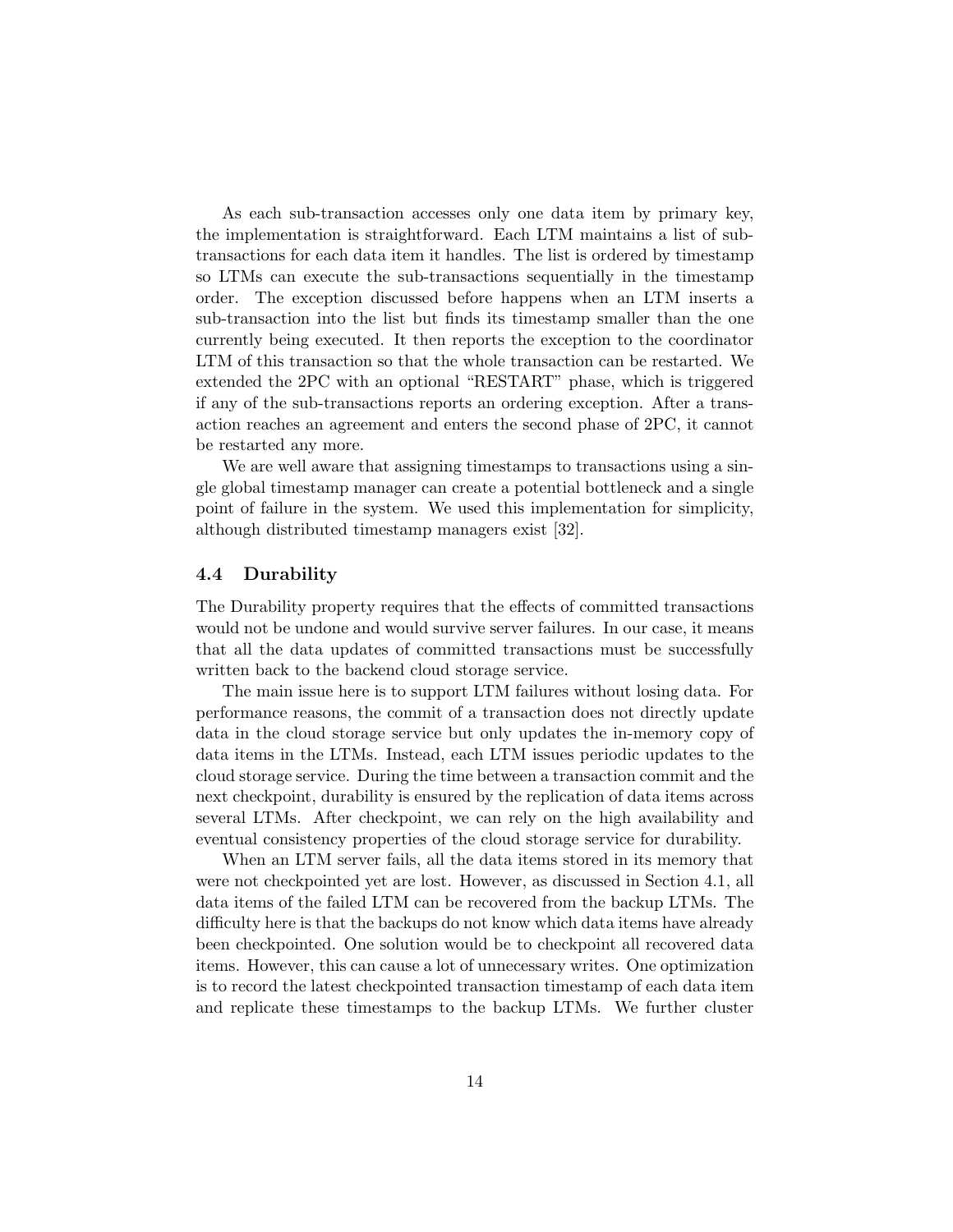As each sub-transaction accesses only one data item by primary key, the implementation is straightforward. Each LTM maintains a list of sub-transactions for each data item it handles. The list is ordered by timestamp so LTMs can execute the sub-transactions sequentially in the timestamp order. The exception discussed before happens when an LTM inserts a sub-transaction into the list but finds its timestamp smaller than the one currently being executed. It then reports the exception to the coordinator LTM of this transaction so that the whole transaction can be restarted. We extended the 2PC with an optional "RESTART" phase, which is triggered if any of the sub-transactions reports an ordering exception. After a transaction reaches an agreement and enters the second phase of 2PC, it cannot be restarted any more.

We are well aware that assigning timestamps to transactions using a single global timestamp manager can create a potential bottleneck and a single point of failure in the system. We used this implementation for simplicity, although distributed timestamp managers exist [32].

### 4.4 Durability

The Durability property requires that the effects of committed transactions would not be undone and would survive server failures. In our case, it means that all the data updates of committed transactions must be successfully written back to the backend cloud storage service.

The main issue here is to support LTM failures without losing data. For performance reasons, the commit of a transaction does not directly update data in the cloud storage service but only updates the in-memory copy of data items in the LTMs. Instead, each LTM issues periodic updates to the cloud storage service. During the time between a transaction commit and the next checkpoint, durability is ensured by the replication of data items across several LTMs. After checkpoint, we can rely on the high availability and eventual consistency properties of the cloud storage service for durability.

When an LTM server fails, all the data items stored in its memory that were not checkpointed yet are lost. However, as discussed in Section 4.1, all data items of the failed LTM can be recovered from the backup LTMs. The difficulty here is that the backups do not know which data items have already been checkpointed. One solution would be to checkpoint all recovered data items. However, this can cause a lot of unnecessary writes. One optimization is to record the latest checkpointed transaction timestamp of each data item and replicate these timestamps to the backup LTMs. We further cluster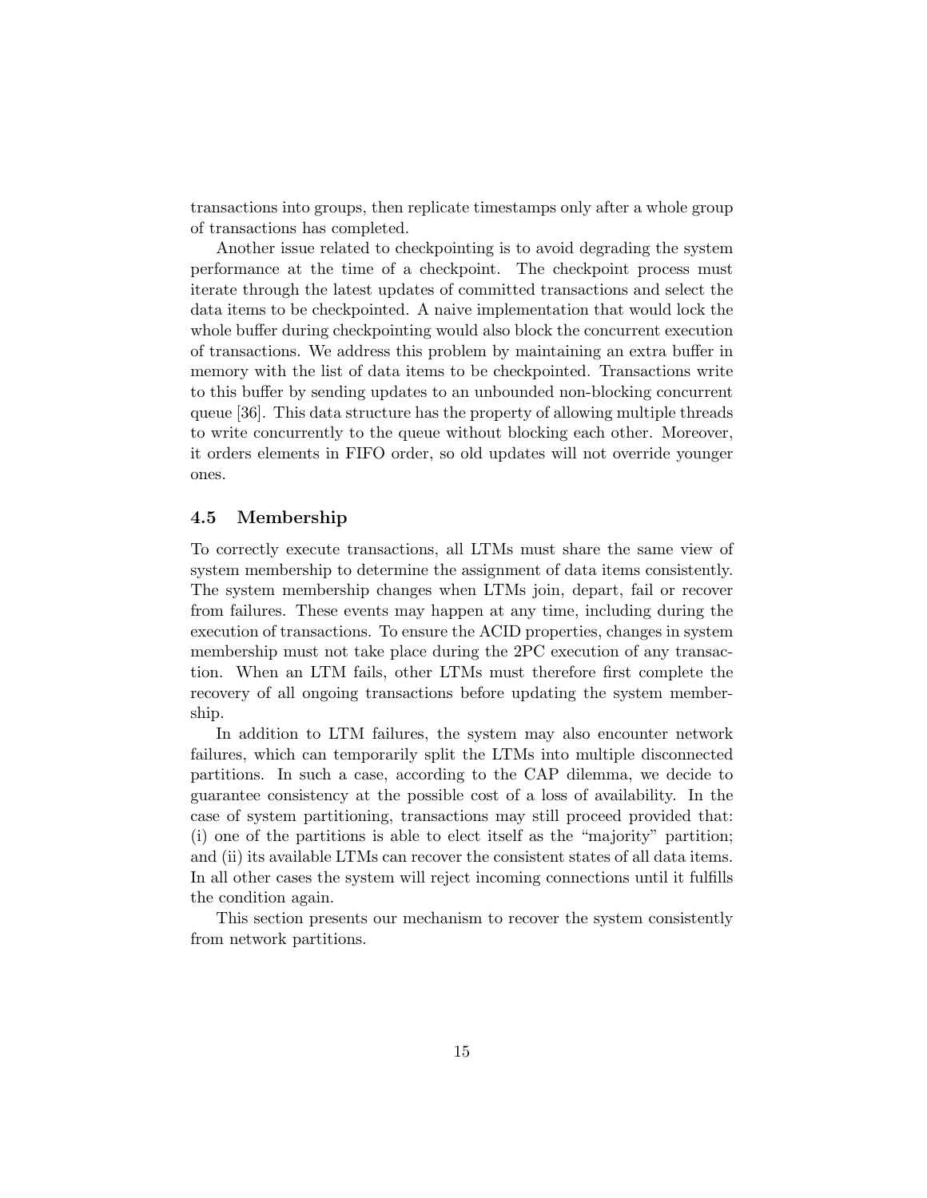transactions into groups, then replicate timestamps only after a whole group of transactions has completed.

Another issue related to checkpointing is to avoid degrading the system performance at the time of a checkpoint. The checkpoint process must iterate through the latest updates of committed transactions and select the data items to be checkpointed. A naive implementation that would lock the whole buffer during checkpointing would also block the concurrent execution of transactions. We address this problem by maintaining an extra buffer in memory with the list of data items to be checkpointed. Transactions write to this buffer by sending updates to an unbounded non-blocking concurrent queue [36]. This data structure has the property of allowing multiple threads to write concurrently to the queue without blocking each other. Moreover, it orders elements in FIFO order, so old updates will not override younger ones.

## 4.5 Membership

To correctly execute transactions, all LTMs must share the same view of system membership to determine the assignment of data items consistently. The system membership changes when LTMs join, depart, fail or recover from failures. These events may happen at any time, including during the execution of transactions. To ensure the ACID properties, changes in system membership must not take place during the 2PC execution of any transaction. When an LTM fails, other LTMs must therefore first complete the recovery of all ongoing transactions before updating the system membership.

In addition to LTM failures, the system may also encounter network failures, which can temporarily split the LTMs into multiple disconnected partitions. In such a case, according to the CAP dilemma, we decide to guarantee consistency at the possible cost of a loss of availability. In the case of system partitioning, transactions may still proceed provided that: (i) one of the partitions is able to elect itself as the "majority" partition; and (ii) its available LTMs can recover the consistent states of all data items. In all other cases the system will reject incoming connections until it fulfills the condition again.

This section presents our mechanism to recover the system consistently from network partitions.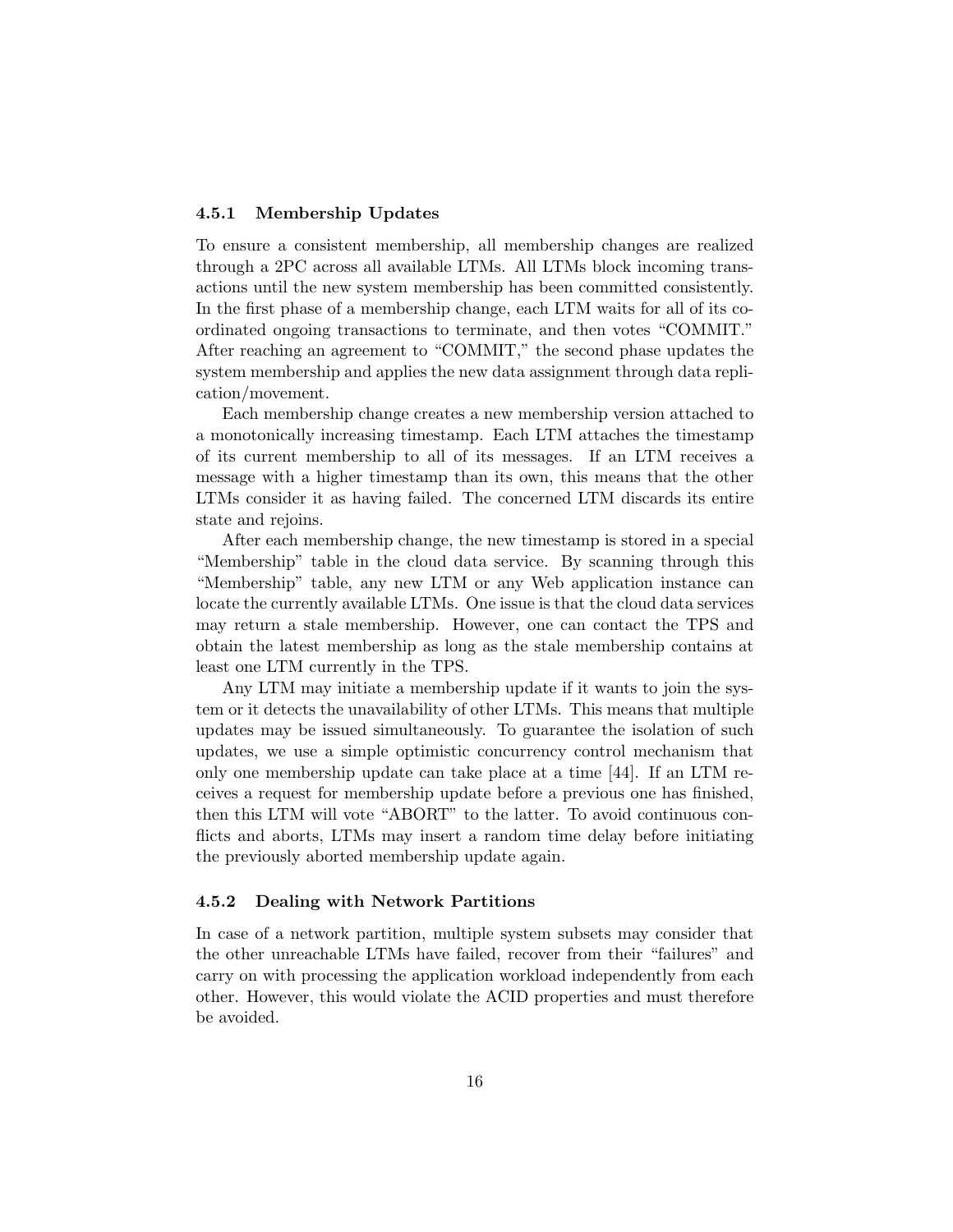### 4.5.1 Membership Updates

To ensure a consistent membership, all membership changes are realized through a 2PC across all available LTMs. All LTMs block incoming transactions until the new system membership has been committed consistently. In the first phase of a membership change, each LTM waits for all of its coordinated ongoing transactions to terminate, and then votes "COMMIT." After reaching an agreement to "COMMIT," the second phase updates the system membership and applies the new data assignment through data replication/movement.

Each membership change creates a new membership version attached to a monotonically increasing timestamp. Each LTM attaches the timestamp of its current membership to all of its messages. If an LTM receives a message with a higher timestamp than its own, this means that the other LTMs consider it as having failed. The concerned LTM discards its entire state and rejoins.

After each membership change, the new timestamp is stored in a special "Membership" table in the cloud data service. By scanning through this "Membership" table, any new LTM or any Web application instance can locate the currently available LTMs. One issue is that the cloud data services may return a stale membership. However, one can contact the TPS and obtain the latest membership as long as the stale membership contains at least one LTM currently in the TPS.

Any LTM may initiate a membership update if it wants to join the system or it detects the unavailability of other LTMs. This means that multiple updates may be issued simultaneously. To guarantee the isolation of such updates, we use a simple optimistic concurrency control mechanism that only one membership update can take place at a time [44]. If an LTM receives a request for membership update before a previous one has finished, then this LTM will vote "ABORT" to the latter. To avoid continuous conflicts and aborts, LTMs may insert a random time delay before initiating the previously aborted membership update again.

### 4.5.2 Dealing with Network Partitions

In case of a network partition, multiple system subsets may consider that the other unreachable LTMs have failed, recover from their "failures" and carry on with processing the application workload independently from each other. However, this would violate the ACID properties and must therefore be avoided.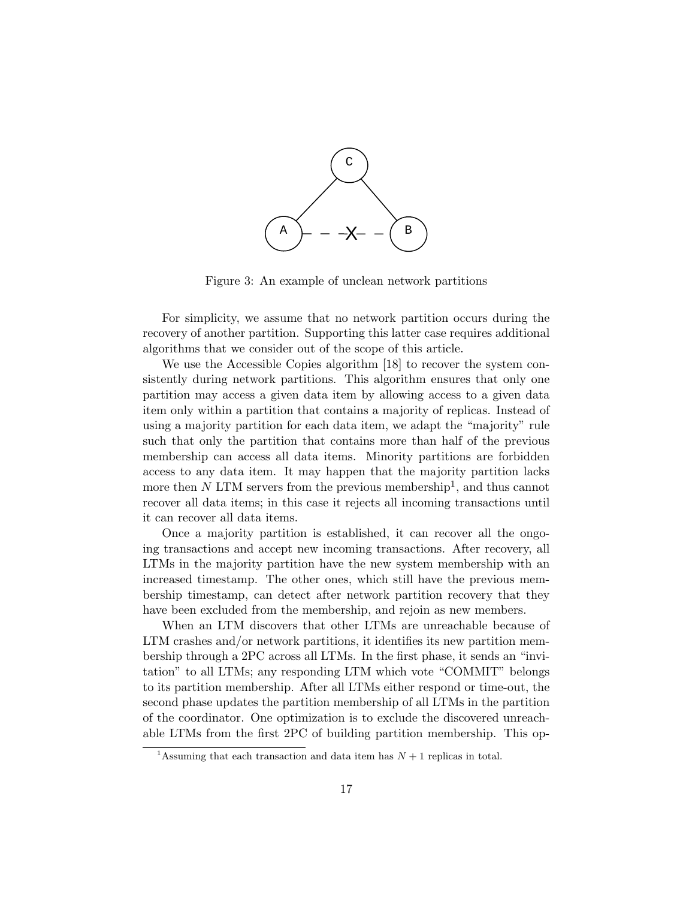Figure 3: An example of unclean network partitions

For simplicity, we assume that no network partition occurs during the recovery of another partition. Supporting this latter case requires additional algorithms that we consider out of the scope of this article.

We use the Accessible Copies algorithm [18] to recover the system consistently during network partitions. This algorithm ensures that only one partition may access a given data item by allowing access to a given data item only within a partition that contains a majority of replicas. Instead of using a majority partition for each data item, we adapt the "majority" rule such that only the partition that contains more than half of the previous membership can access all data items. Minority partitions are forbidden access to any data item. It may happen that the majority partition lacks more then $N$ LTM servers from the previous membership[1], and thus cannot recover all data items; in this case it rejects all incoming transactions until it can recover all data items.

Once a majority partition is established, it can recover all the ongoing transactions and accept new incoming transactions. After recovery, all LTMs in the majority partition have the new system membership with an increased timestamp. The other ones, which still have the previous membership timestamp, can detect after network partition recovery that they have been excluded from the membership, and rejoin as new members.

When an LTM discovers that other LTMs are unreachable because of LTM crashes and/or network partitions, it identifies its new partition membership through a 2PC across all LTMs. In the first phase, it sends an "invitation" to all LTMs; any responding LTM which vote "COMMIT" belongs to its partition membership. After all LTMs either respond or time-out, the second phase updates the partition membership of all LTMs in the partition of the coordinator. One optimization is to exclude the discovered unreachable LTMs from the first 2PC of building partition membership. This op-

[1] Assuming that each transaction and data item has $N + 1$ replicas in total.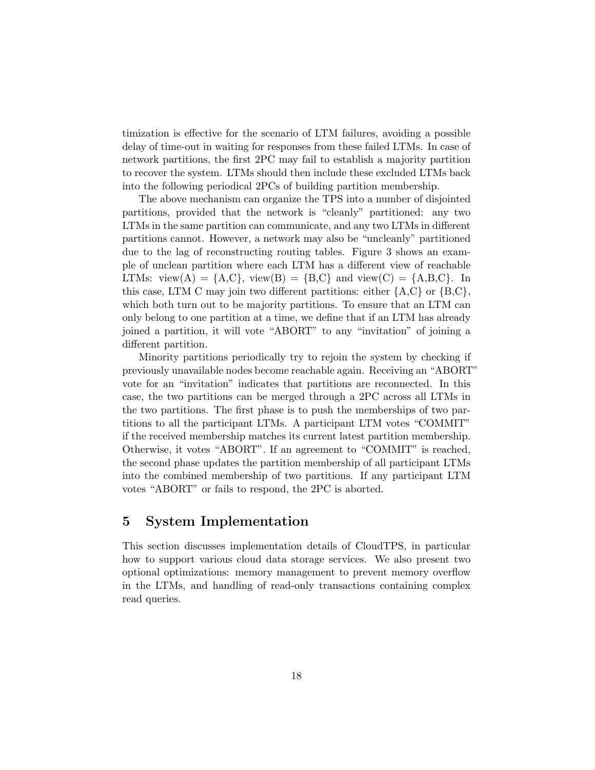timization is effective for the scenario of LTM failures, avoiding a possible delay of time-out in waiting for responses from these failed LTMs. In case of network partitions, the first 2PC may fail to establish a majority partition to recover the system. LTMs should then include these excluded LTMs back into the following periodical 2PCs of building partition membership.

The above mechanism can organize the TPS into a number of disjointed partitions, provided that the network is "cleanly" partitioned: any two LTMs in the same partition can communicate, and any two LTMs in different partitions cannot. However, a network may also be "uncleanly" partitioned due to the lag of reconstructing routing tables. Figure 3 shows an example of unclean partition where each LTM has a different view of reachable LTMs: view(A) = {A,C}, view(B) = {B,C} and view(C) = {A,B,C}. In this case, LTM C may join two different partitions: either {A,C} or {B,C}, which both turn out to be majority partitions. To ensure that an LTM can only belong to one partition at a time, we define that if an LTM has already joined a partition, it will vote "ABORT" to any "invitation" of joining a different partition.

Minority partitions periodically try to rejoin the system by checking if previously unavailable nodes become reachable again. Receiving an "ABORT" vote for an "invitation" indicates that partitions are reconnected. In this case, the two partitions can be merged through a 2PC across all LTMs in the two partitions. The first phase is to push the memberships of two partitions to all the participant LTMs. A participant LTM votes "COMMIT" if the received membership matches its current latest partition membership. Otherwise, it votes "ABORT". If an agreement to "COMMIT" is reached, the second phase updates the partition membership of all participant LTMs into the combined membership of two partitions. If any participant LTM votes "ABORT" or fails to respond, the 2PC is aborted.

# 5 System Implementation

This section discusses implementation details of CloudTPS, in particular how to support various cloud data storage services. We also present two optional optimizations: memory management to prevent memory overflow in the LTMs, and handling of read-only transactions containing complex read queries.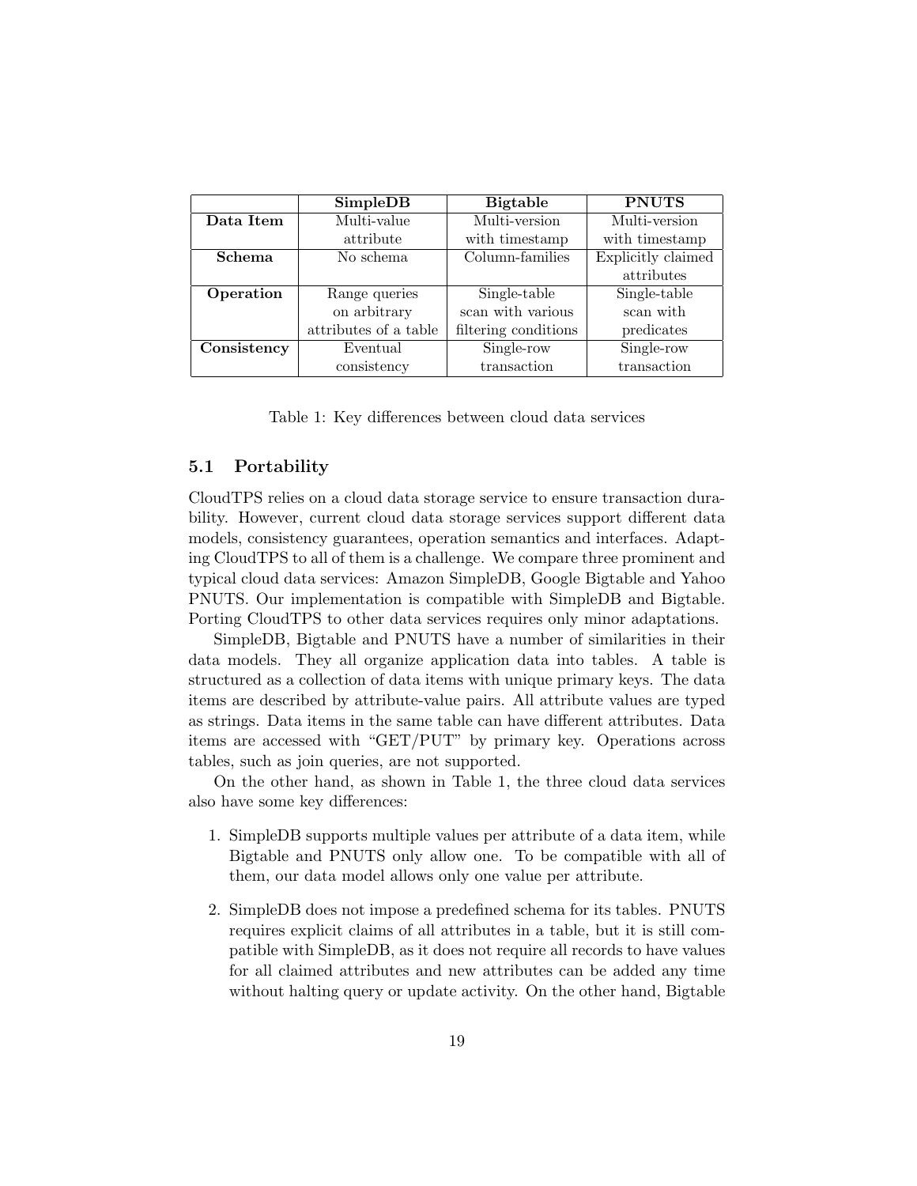|  | **SimpleDB** | **Bigtable** | **PNUTS** |
|---|---|---|---|
| **Data Item** | Multi-value attribute | Multi-version with timestamp | Multi-version with timestamp |
| **Schema** | No schema | Column-families | Explicitly claimed attributes |
| **Operation** | Range queries on arbitrary attributes of a table | Single-table scan with various filtering conditions | Single-table scan with predicates |
| **Consistency** | Eventual consistency | Single-row transaction | Single-row transaction |

Table 1: Key differences between cloud data services

### 5.1 Portability

CloudTPS relies on a cloud data storage service to ensure transaction durability. However, current cloud data storage services support different data models, consistency guarantees, operation semantics and interfaces. Adapting CloudTPS to all of them is a challenge. We compare three prominent and typical cloud data services: Amazon SimpleDB, Google Bigtable and Yahoo PNUTS. Our implementation is compatible with SimpleDB and Bigtable. Porting CloudTPS to other data services requires only minor adaptations.

SimpleDB, Bigtable and PNUTS have a number of similarities in their data models. They all organize application data into tables. A table is structured as a collection of data items with unique primary keys. The data items are described by attribute-value pairs. All attribute values are typed as strings. Data items in the same table can have different attributes. Data items are accessed with "GET/PUT" by primary key. Operations across tables, such as join queries, are not supported.

On the other hand, as shown in Table 1, the three cloud data services also have some key differences:

1. SimpleDB supports multiple values per attribute of a data item, while Bigtable and PNUTS only allow one. To be compatible with all of them, our data model allows only one value per attribute.

2. SimpleDB does not impose a predefined schema for its tables. PNUTS requires explicit claims of all attributes in a table, but it is still compatible with SimpleDB, as it does not require all records to have values for all claimed attributes and new attributes can be added any time without halting query or update activity. On the other hand, Bigtable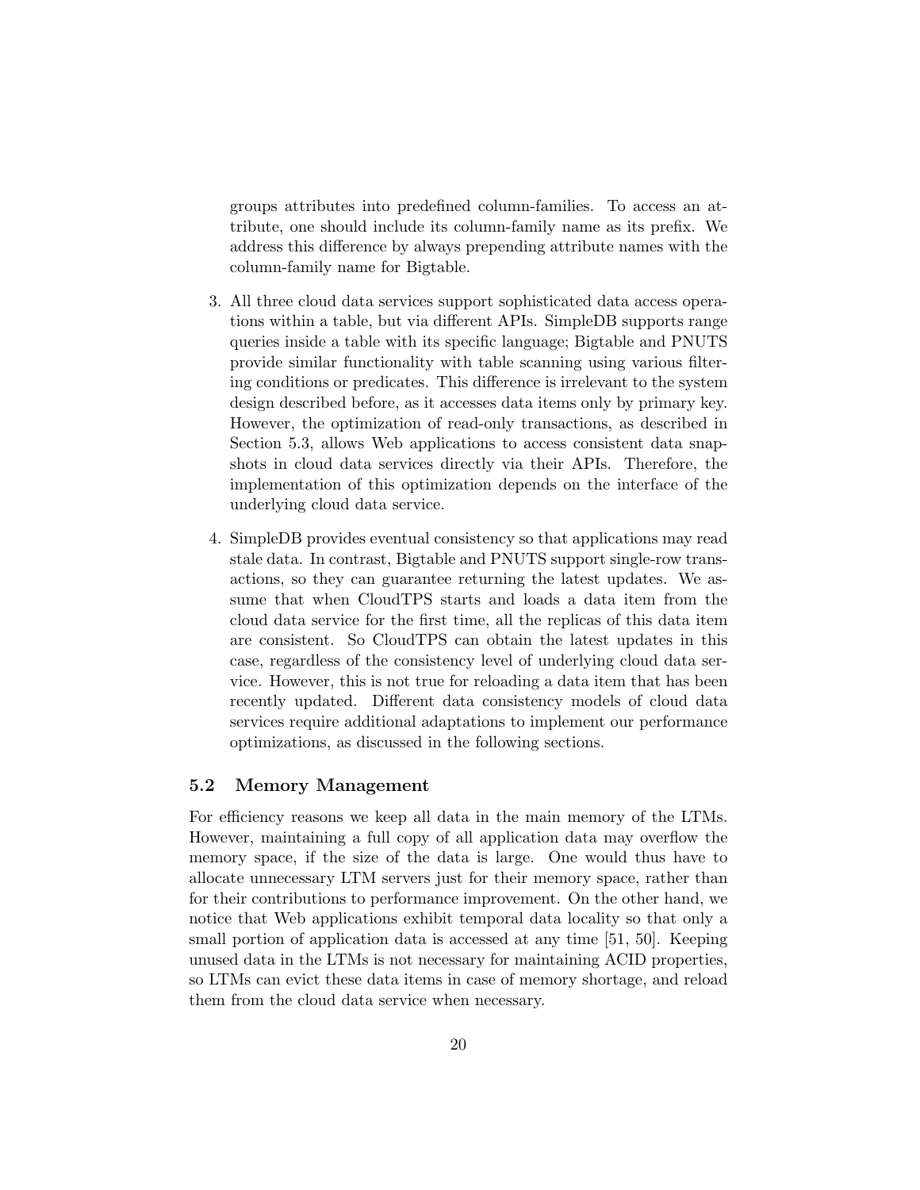groups attributes into predefined column-families. To access an attribute, one should include its column-family name as its prefix. We address this difference by always prepending attribute names with the column-family name for Bigtable.

3. All three cloud data services support sophisticated data access operations within a table, but via different APIs. SimpleDB supports range queries inside a table with its specific language; Bigtable and PNUTS provide similar functionality with table scanning using various filtering conditions or predicates. This difference is irrelevant to the system design described before, as it accesses data items only by primary key. However, the optimization of read-only transactions, as described in Section 5.3, allows Web applications to access consistent data snapshots in cloud data services directly via their APIs. Therefore, the implementation of this optimization depends on the interface of the underlying cloud data service.

4. SimpleDB provides eventual consistency so that applications may read stale data. In contrast, Bigtable and PNUTS support single-row transactions, so they can guarantee returning the latest updates. We assume that when CloudTPS starts and loads a data item from the cloud data service for the first time, all the replicas of this data item are consistent. So CloudTPS can obtain the latest updates in this case, regardless of the consistency level of underlying cloud data service. However, this is not true for reloading a data item that has been recently updated. Different data consistency models of cloud data services require additional adaptations to implement our performance optimizations, as discussed in the following sections.

### 5.2 Memory Management

For efficiency reasons we keep all data in the main memory of the LTMs. However, maintaining a full copy of all application data may overflow the memory space, if the size of the data is large. One would thus have to allocate unnecessary LTM servers just for their memory space, rather than for their contributions to performance improvement. On the other hand, we notice that Web applications exhibit temporal data locality so that only a small portion of application data is accessed at any time [51, 50]. Keeping unused data in the LTMs is not necessary for maintaining ACID properties, so LTMs can evict these data items in case of memory shortage, and reload them from the cloud data service when necessary.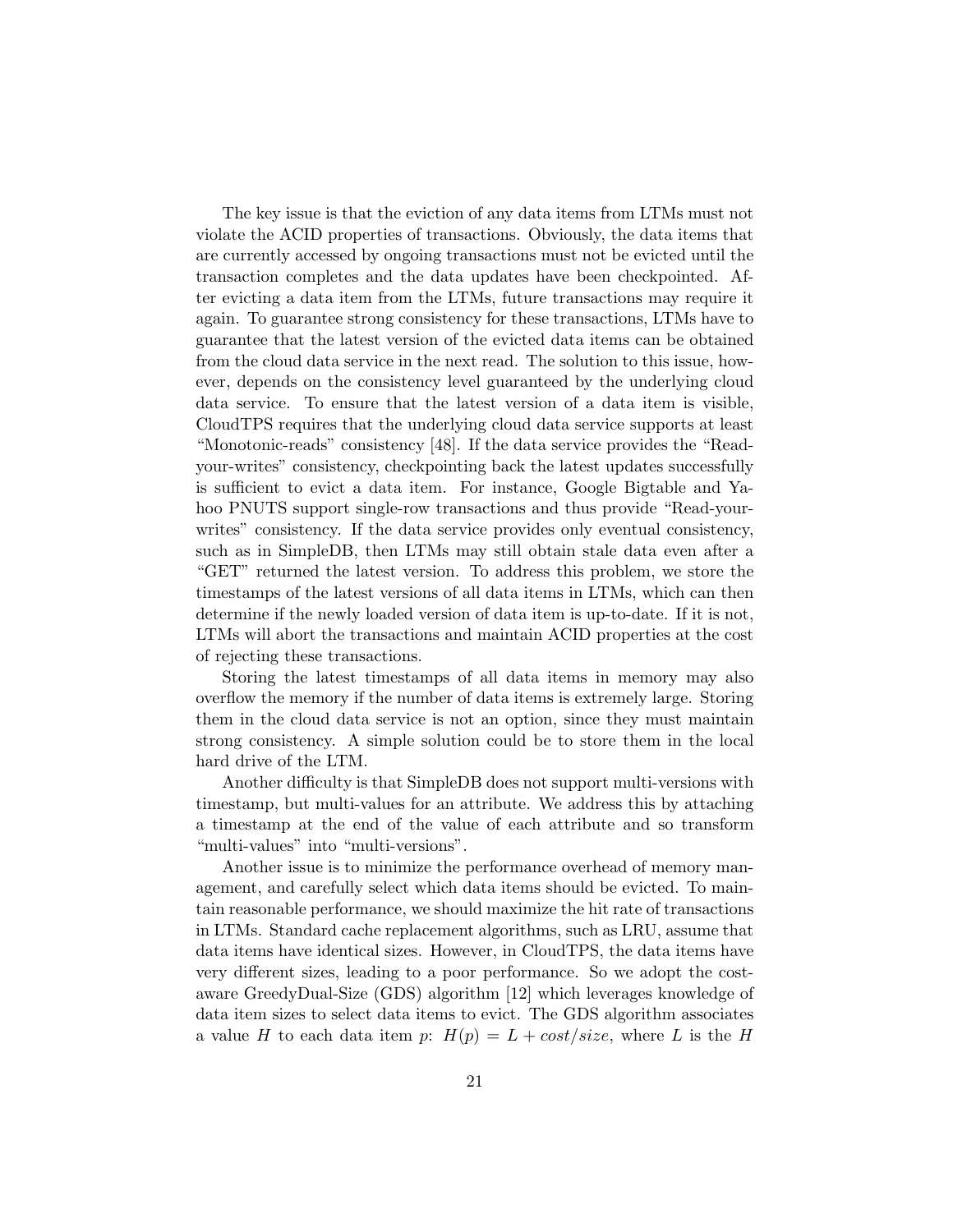The key issue is that the eviction of any data items from LTMs must not violate the ACID properties of transactions. Obviously, the data items that are currently accessed by ongoing transactions must not be evicted until the transaction completes and the data updates have been checkpointed. After evicting a data item from the LTMs, future transactions may require it again. To guarantee strong consistency for these transactions, LTMs have to guarantee that the latest version of the evicted data items can be obtained from the cloud data service in the next read. The solution to this issue, however, depends on the consistency level guaranteed by the underlying cloud data service. To ensure that the latest version of a data item is visible, CloudTPS requires that the underlying cloud data service supports at least "Monotonic-reads" consistency [48]. If the data service provides the "Read-your-writes" consistency, checkpointing back the latest updates successfully is sufficient to evict a data item. For instance, Google Bigtable and Yahoo PNUTS support single-row transactions and thus provide "Read-your-writes" consistency. If the data service provides only eventual consistency, such as in SimpleDB, then LTMs may still obtain stale data even after a "GET" returned the latest version. To address this problem, we store the timestamps of the latest versions of all data items in LTMs, which can then determine if the newly loaded version of data item is up-to-date. If it is not, LTMs will abort the transactions and maintain ACID properties at the cost of rejecting these transactions.

Storing the latest timestamps of all data items in memory may also overflow the memory if the number of data items is extremely large. Storing them in the cloud data service is not an option, since they must maintain strong consistency. A simple solution could be to store them in the local hard drive of the LTM.

Another difficulty is that SimpleDB does not support multi-versions with timestamp, but multi-values for an attribute. We address this by attaching a timestamp at the end of the value of each attribute and so transform "multi-values" into "multi-versions".

Another issue is to minimize the performance overhead of memory management, and carefully select which data items should be evicted. To maintain reasonable performance, we should maximize the hit rate of transactions in LTMs. Standard cache replacement algorithms, such as LRU, assume that data items have identical sizes. However, in CloudTPS, the data items have very different sizes, leading to a poor performance. So we adopt the cost-aware GreedyDual-Size (GDS) algorithm [12] which leverages knowledge of data item sizes to select data items to evict. The GDS algorithm associates a value $H$ to each data item $p$: $H(p) = L + cost/size$, where $L$ is the $H$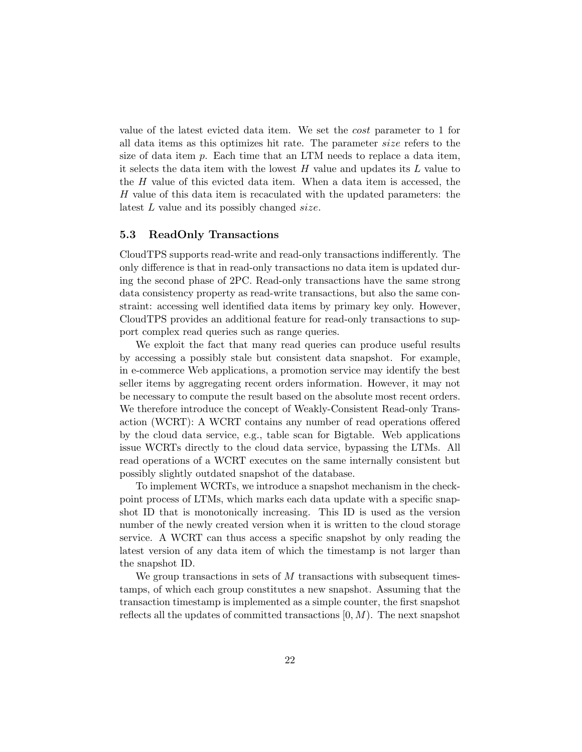value of the latest evicted data item. We set the *cost* parameter to 1 for all data items as this optimizes hit rate. The parameter *size* refers to the size of data item $p$. Each time that an LTM needs to replace a data item, it selects the data item with the lowest $H$ value and updates its $L$ value to the $H$ value of this evicted data item. When a data item is accessed, the $H$ value of this data item is recaculated with the updated parameters: the latest $L$ value and its possibly changed *size*.

### 5.3 ReadOnly Transactions

CloudTPS supports read-write and read-only transactions indifferently. The only difference is that in read-only transactions no data item is updated during the second phase of 2PC. Read-only transactions have the same strong data consistency property as read-write transactions, but also the same constraint: accessing well identified data items by primary key only. However, CloudTPS provides an additional feature for read-only transactions to support complex read queries such as range queries.

We exploit the fact that many read queries can produce useful results by accessing a possibly stale but consistent data snapshot. For example, in e-commerce Web applications, a promotion service may identify the best seller items by aggregating recent orders information. However, it may not be necessary to compute the result based on the absolute most recent orders. We therefore introduce the concept of Weakly-Consistent Read-only Transaction (WCRT): A WCRT contains any number of read operations offered by the cloud data service, e.g., table scan for Bigtable. Web applications issue WCRTs directly to the cloud data service, bypassing the LTMs. All read operations of a WCRT executes on the same internally consistent but possibly slightly outdated snapshot of the database.

To implement WCRTs, we introduce a snapshot mechanism in the checkpoint process of LTMs, which marks each data update with a specific snapshot ID that is monotonically increasing. This ID is used as the version number of the newly created version when it is written to the cloud storage service. A WCRT can thus access a specific snapshot by only reading the latest version of any data item of which the timestamp is not larger than the snapshot ID.

We group transactions in sets of $M$ transactions with subsequent timestamps, of which each group constitutes a new snapshot. Assuming that the transaction timestamp is implemented as a simple counter, the first snapshot reflects all the updates of committed transactions $[0, M)$. The next snapshot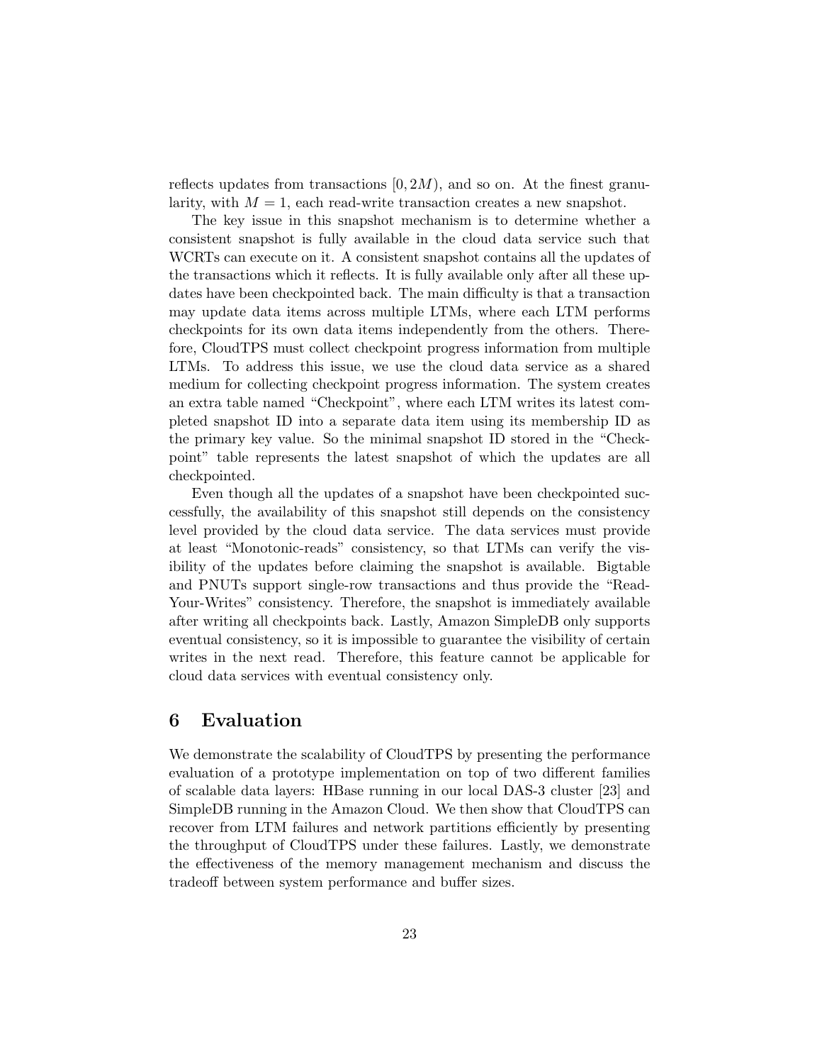reflects updates from transactions $[0, 2M)$, and so on. At the finest granularity, with $M = 1$, each read-write transaction creates a new snapshot.

The key issue in this snapshot mechanism is to determine whether a consistent snapshot is fully available in the cloud data service such that WCRTs can execute on it. A consistent snapshot contains all the updates of the transactions which it reflects. It is fully available only after all these updates have been checkpointed back. The main difficulty is that a transaction may update data items across multiple LTMs, where each LTM performs checkpoints for its own data items independently from the others. Therefore, CloudTPS must collect checkpoint progress information from multiple LTMs. To address this issue, we use the cloud data service as a shared medium for collecting checkpoint progress information. The system creates an extra table named "Checkpoint", where each LTM writes its latest completed snapshot ID into a separate data item using its membership ID as the primary key value. So the minimal snapshot ID stored in the "Checkpoint" table represents the latest snapshot of which the updates are all checkpointed.

Even though all the updates of a snapshot have been checkpointed successfully, the availability of this snapshot still depends on the consistency level provided by the cloud data service. The data services must provide at least "Monotonic-reads" consistency, so that LTMs can verify the visibility of the updates before claiming the snapshot is available. Bigtable and PNUTs support single-row transactions and thus provide the "Read-Your-Writes" consistency. Therefore, the snapshot is immediately available after writing all checkpoints back. Lastly, Amazon SimpleDB only supports eventual consistency, so it is impossible to guarantee the visibility of certain writes in the next read. Therefore, this feature cannot be applicable for cloud data services with eventual consistency only.

# 6 Evaluation

We demonstrate the scalability of CloudTPS by presenting the performance evaluation of a prototype implementation on top of two different families of scalable data layers: HBase running in our local DAS-3 cluster [23] and SimpleDB running in the Amazon Cloud. We then show that CloudTPS can recover from LTM failures and network partitions efficiently by presenting the throughput of CloudTPS under these failures. Lastly, we demonstrate the effectiveness of the memory management mechanism and discuss the tradeoff between system performance and buffer sizes.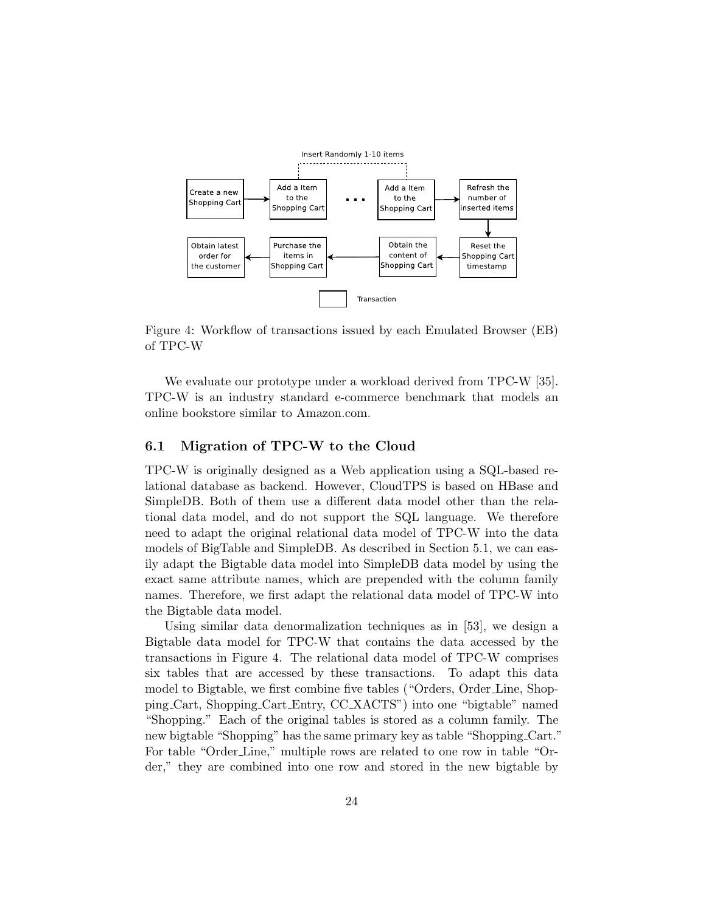Figure 4: Workflow of transactions issued by each Emulated Browser (EB) of TPC-W

We evaluate our prototype under a workload derived from TPC-W [35]. TPC-W is an industry standard e-commerce benchmark that models an online bookstore similar to Amazon.com.

## 6.1 Migration of TPC-W to the Cloud

TPC-W is originally designed as a Web application using a SQL-based relational database as backend. However, CloudTPS is based on HBase and SimpleDB. Both of them use a different data model other than the relational data model, and do not support the SQL language. We therefore need to adapt the original relational data model of TPC-W into the data models of BigTable and SimpleDB. As described in Section 5.1, we can easily adapt the Bigtable data model into SimpleDB data model by using the exact same attribute names, which are prepended with the column family names. Therefore, we first adapt the relational data model of TPC-W into the Bigtable data model.

Using similar data denormalization techniques as in [53], we design a Bigtable data model for TPC-W that contains the data accessed by the transactions in Figure 4. The relational data model of TPC-W comprises six tables that are accessed by these transactions. To adapt this data model to Bigtable, we first combine five tables ("Orders, Order_Line, Shopping_Cart, Shopping_Cart_Entry, CC_XACTS") into one "bigtable" named "Shopping." Each of the original tables is stored as a column family. The new bigtable "Shopping" has the same primary key as table "Shopping_Cart." For table "Order_Line," multiple rows are related to one row in table "Order," they are combined into one row and stored in the new bigtable by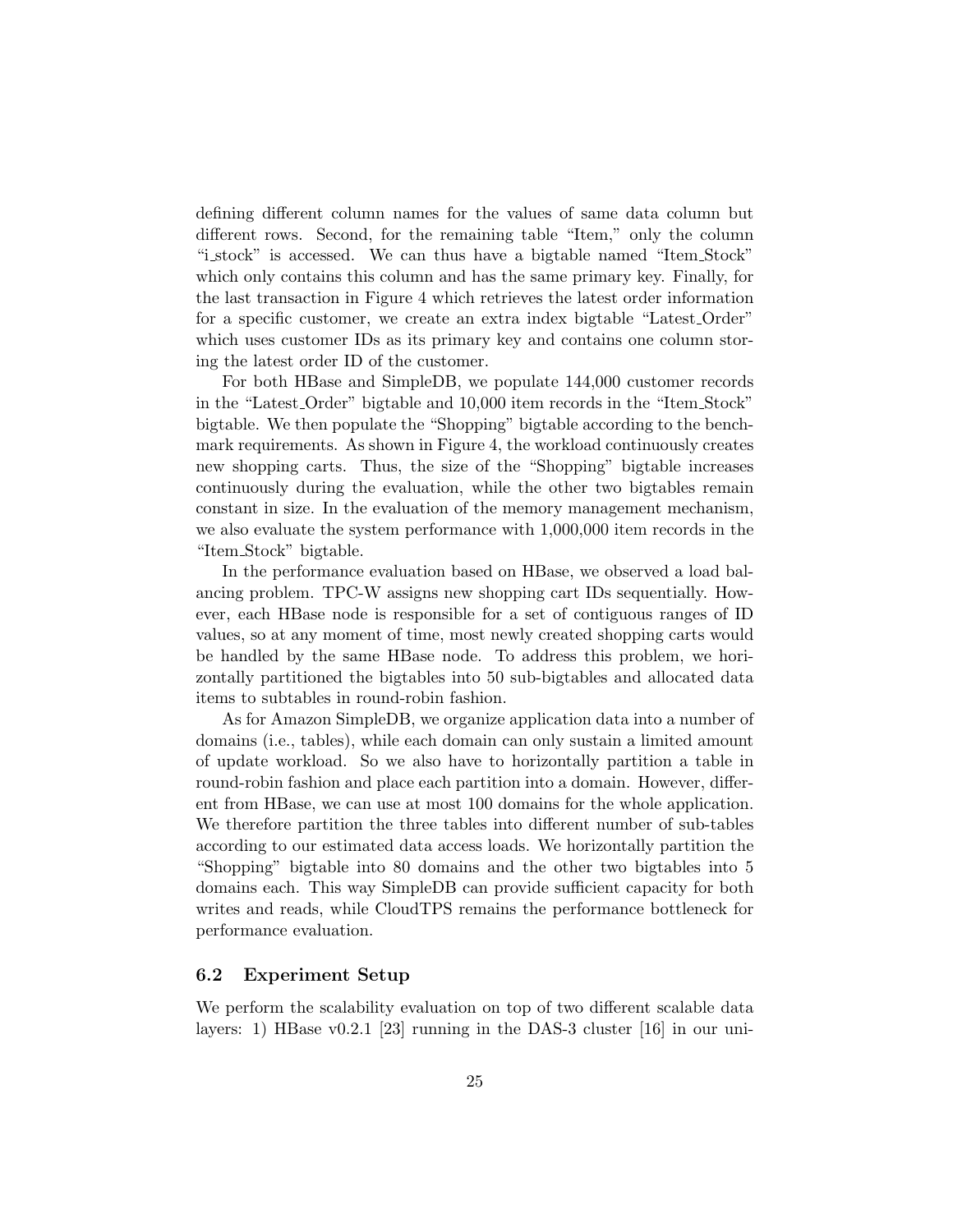defining different column names for the values of same data column but different rows. Second, for the remaining table "Item," only the column "i_stock" is accessed. We can thus have a bigtable named "Item_Stock" which only contains this column and has the same primary key. Finally, for the last transaction in Figure 4 which retrieves the latest order information for a specific customer, we create an extra index bigtable "Latest_Order" which uses customer IDs as its primary key and contains one column storing the latest order ID of the customer.

For both HBase and SimpleDB, we populate 144,000 customer records in the "Latest_Order" bigtable and 10,000 item records in the "Item_Stock" bigtable. We then populate the "Shopping" bigtable according to the benchmark requirements. As shown in Figure 4, the workload continuously creates new shopping carts. Thus, the size of the "Shopping" bigtable increases continuously during the evaluation, while the other two bigtables remain constant in size. In the evaluation of the memory management mechanism, we also evaluate the system performance with 1,000,000 item records in the "Item_Stock" bigtable.

In the performance evaluation based on HBase, we observed a load balancing problem. TPC-W assigns new shopping cart IDs sequentially. However, each HBase node is responsible for a set of contiguous ranges of ID values, so at any moment of time, most newly created shopping carts would be handled by the same HBase node. To address this problem, we horizontally partitioned the bigtables into 50 sub-bigtables and allocated data items to subtables in round-robin fashion.

As for Amazon SimpleDB, we organize application data into a number of domains (i.e., tables), while each domain can only sustain a limited amount of update workload. So we also have to horizontally partition a table in round-robin fashion and place each partition into a domain. However, different from HBase, we can use at most 100 domains for the whole application. We therefore partition the three tables into different number of sub-tables according to our estimated data access loads. We horizontally partition the "Shopping" bigtable into 80 domains and the other two bigtables into 5 domains each. This way SimpleDB can provide sufficient capacity for both writes and reads, while CloudTPS remains the performance bottleneck for performance evaluation.

## 6.2 Experiment Setup

We perform the scalability evaluation on top of two different scalable data layers: 1) HBase v0.2.1 [23] running in the DAS-3 cluster [16] in our uni-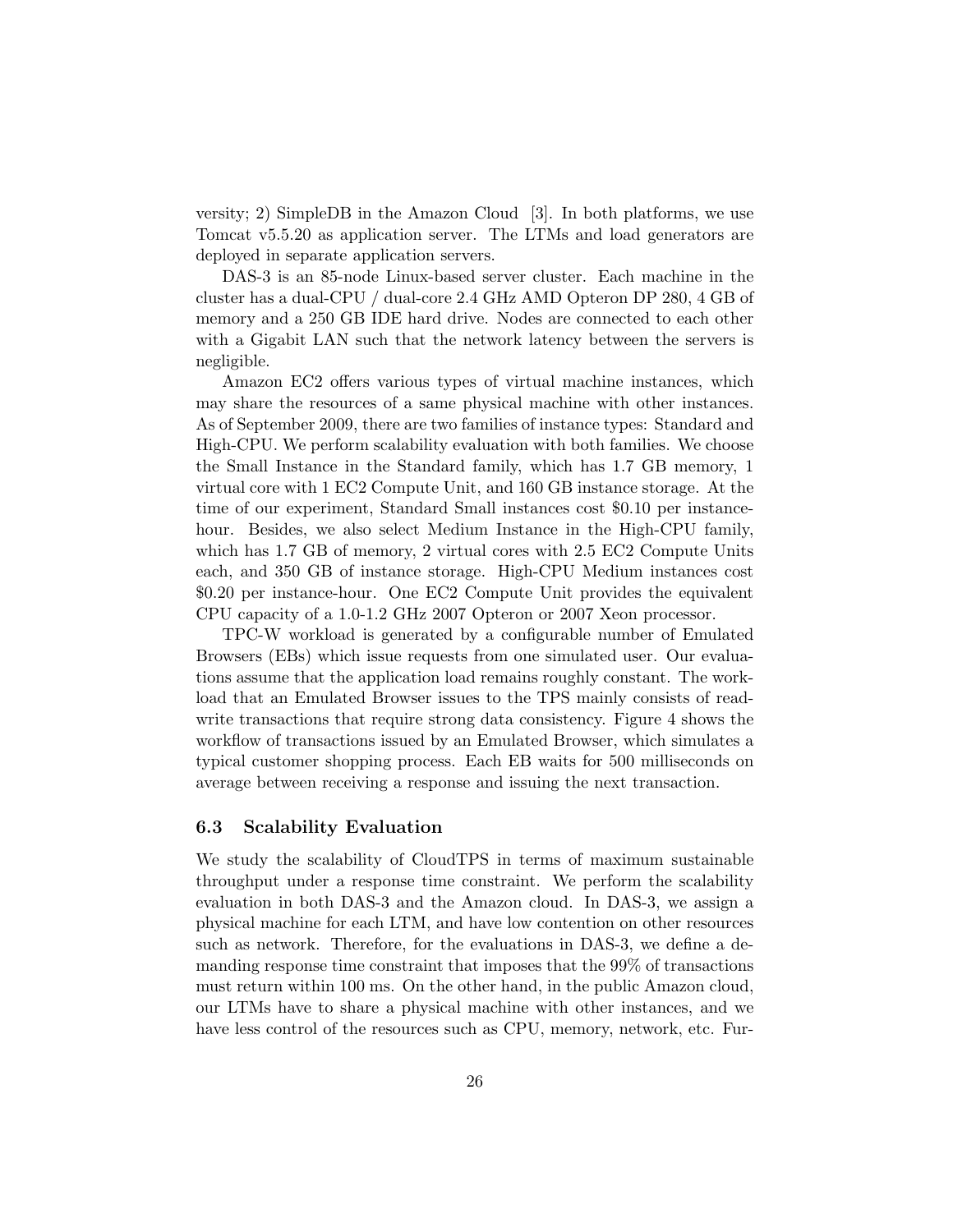versity; 2) SimpleDB in the Amazon Cloud [3]. In both platforms, we use Tomcat v5.5.20 as application server. The LTMs and load generators are deployed in separate application servers.

DAS-3 is an 85-node Linux-based server cluster. Each machine in the cluster has a dual-CPU / dual-core 2.4 GHz AMD Opteron DP 280, 4 GB of memory and a 250 GB IDE hard drive. Nodes are connected to each other with a Gigabit LAN such that the network latency between the servers is negligible.

Amazon EC2 offers various types of virtual machine instances, which may share the resources of a same physical machine with other instances. As of September 2009, there are two families of instance types: Standard and High-CPU. We perform scalability evaluation with both families. We choose the Small Instance in the Standard family, which has 1.7 GB memory, 1 virtual core with 1 EC2 Compute Unit, and 160 GB instance storage. At the time of our experiment, Standard Small instances cost $0.10 per instance-hour. Besides, we also select Medium Instance in the High-CPU family, which has 1.7 GB of memory, 2 virtual cores with 2.5 EC2 Compute Units each, and 350 GB of instance storage. High-CPU Medium instances cost $0.20 per instance-hour. One EC2 Compute Unit provides the equivalent CPU capacity of a 1.0-1.2 GHz 2007 Opteron or 2007 Xeon processor.

TPC-W workload is generated by a configurable number of Emulated Browsers (EBs) which issue requests from one simulated user. Our evaluations assume that the application load remains roughly constant. The workload that an Emulated Browser issues to the TPS mainly consists of read-write transactions that require strong data consistency. Figure 4 shows the workflow of transactions issued by an Emulated Browser, which simulates a typical customer shopping process. Each EB waits for 500 milliseconds on average between receiving a response and issuing the next transaction.

### 6.3 Scalability Evaluation

We study the scalability of CloudTPS in terms of maximum sustainable throughput under a response time constraint. We perform the scalability evaluation in both DAS-3 and the Amazon cloud. In DAS-3, we assign a physical machine for each LTM, and have low contention on other resources such as network. Therefore, for the evaluations in DAS-3, we define a demanding response time constraint that imposes that the 99% of transactions must return within 100 ms. On the other hand, in the public Amazon cloud, our LTMs have to share a physical machine with other instances, and we have less control of the resources such as CPU, memory, network, etc. Fur-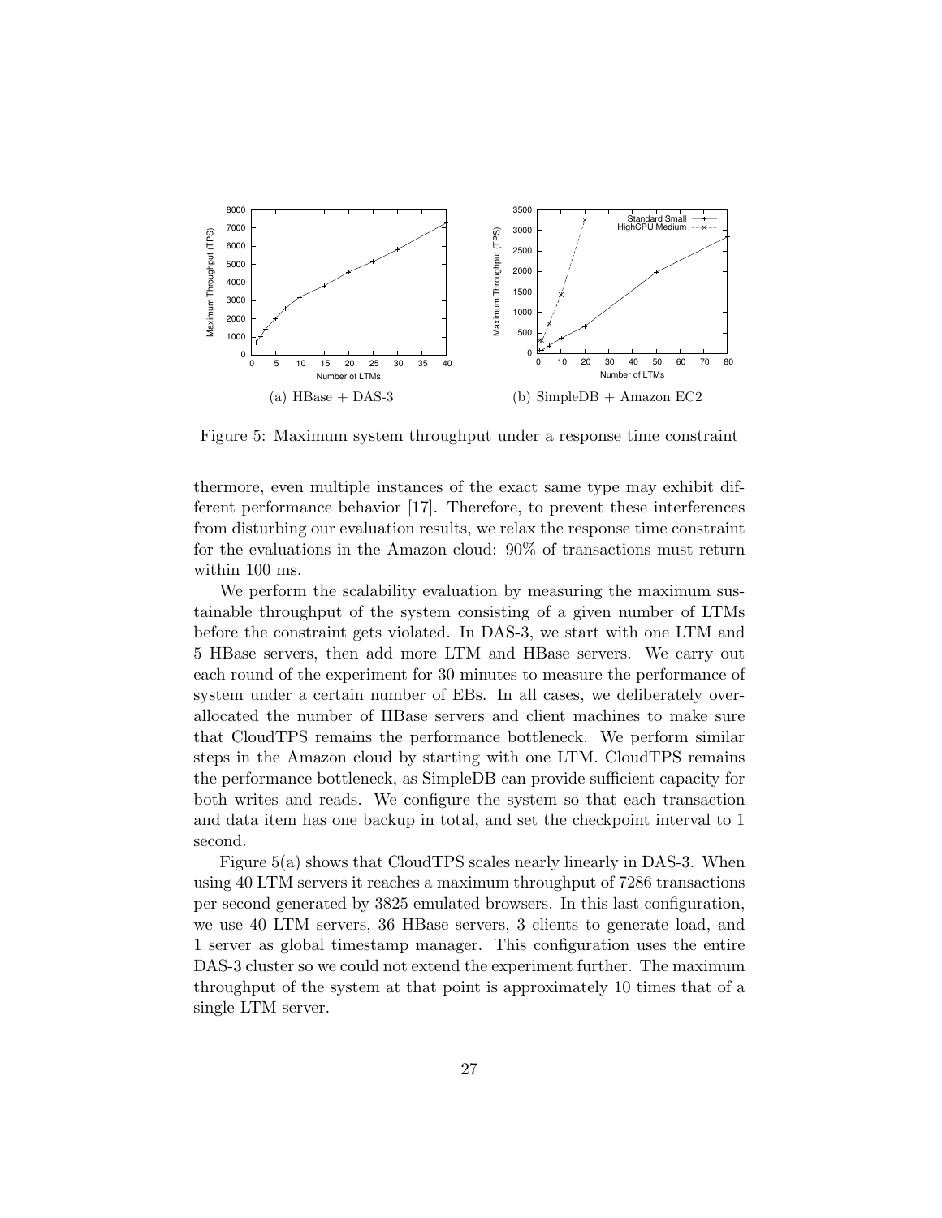(a) HBase + DAS-3

(b) SimpleDB + Amazon EC2

Figure 5: Maximum system throughput under a response time constraint

thermore, even multiple instances of the exact same type may exhibit different performance behavior [17]. Therefore, to prevent these interferences from disturbing our evaluation results, we relax the response time constraint for the evaluations in the Amazon cloud: 90% of transactions must return within 100 ms.

We perform the scalability evaluation by measuring the maximum sustainable throughput of the system consisting of a given number of LTMs before the constraint gets violated. In DAS-3, we start with one LTM and 5 HBase servers, then add more LTM and HBase servers. We carry out each round of the experiment for 30 minutes to measure the performance of system under a certain number of EBs. In all cases, we deliberately over-allocated the number of HBase servers and client machines to make sure that CloudTPS remains the performance bottleneck. We perform similar steps in the Amazon cloud by starting with one LTM. CloudTPS remains the performance bottleneck, as SimpleDB can provide sufficient capacity for both writes and reads. We configure the system so that each transaction and data item has one backup in total, and set the checkpoint interval to 1 second.

Figure 5(a) shows that CloudTPS scales nearly linearly in DAS-3. When using 40 LTM servers it reaches a maximum throughput of 7286 transactions per second generated by 3825 emulated browsers. In this last configuration, we use 40 LTM servers, 36 HBase servers, 3 clients to generate load, and 1 server as global timestamp manager. This configuration uses the entire DAS-3 cluster so we could not extend the experiment further. The maximum throughput of the system at that point is approximately 10 times that of a single LTM server.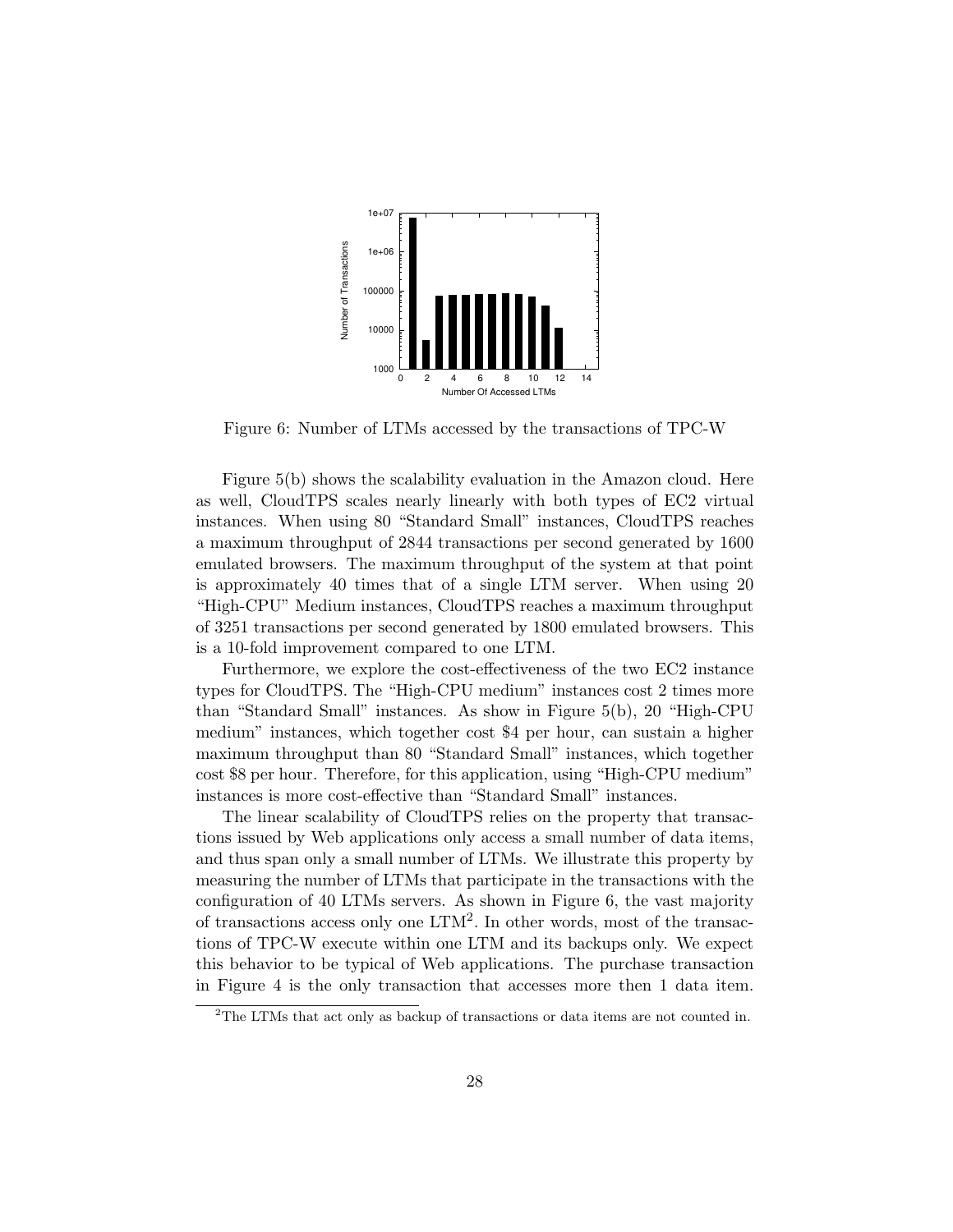Figure 6: Number of LTMs accessed by the transactions of TPC-W

Figure 5(b) shows the scalability evaluation in the Amazon cloud. Here as well, CloudTPS scales nearly linearly with both types of EC2 virtual instances. When using 80 "Standard Small" instances, CloudTPS reaches a maximum throughput of 2844 transactions per second generated by 1600 emulated browsers. The maximum throughput of the system at that point is approximately 40 times that of a single LTM server. When using 20 "High-CPU" Medium instances, CloudTPS reaches a maximum throughput of 3251 transactions per second generated by 1800 emulated browsers. This is a 10-fold improvement compared to one LTM.

Furthermore, we explore the cost-effectiveness of the two EC2 instance types for CloudTPS. The "High-CPU medium" instances cost 2 times more than "Standard Small" instances. As show in Figure 5(b), 20 "High-CPU medium" instances, which together cost $4 per hour, can sustain a higher maximum throughput than 80 "Standard Small" instances, which together cost $8 per hour. Therefore, for this application, using "High-CPU medium" instances is more cost-effective than "Standard Small" instances.

The linear scalability of CloudTPS relies on the property that transactions issued by Web applications only access a small number of data items, and thus span only a small number of LTMs. We illustrate this property by measuring the number of LTMs that participate in the transactions with the configuration of 40 LTMs servers. As shown in Figure 6, the vast majority of transactions access only one LTM[2]. In other words, most of the transactions of TPC-W execute within one LTM and its backups only. We expect this behavior to be typical of Web applications. The purchase transaction in Figure 4 is the only transaction that accesses more then 1 data item.

[2]The LTMs that act only as backup of transactions or data items are not counted in.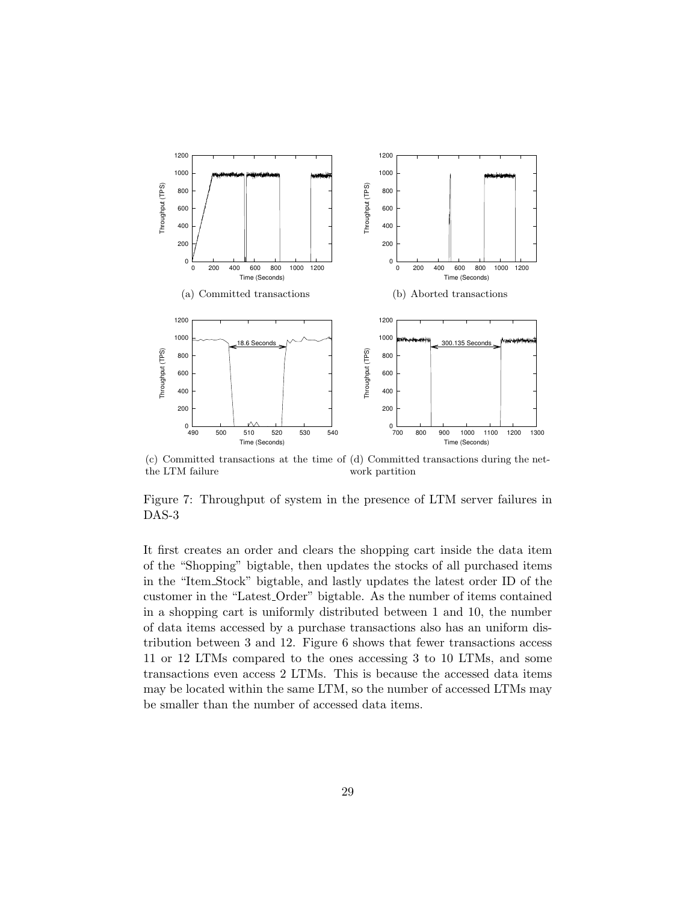(a) Committed transactions

(b) Aborted transactions

(c) Committed transactions at the time of the LTM failure

(d) Committed transactions during the network partition

Figure 7: Throughput of system in the presence of LTM server failures in DAS-3

It first creates an order and clears the shopping cart inside the data item of the "Shopping" bigtable, then updates the stocks of all purchased items in the "Item_Stock" bigtable, and lastly updates the latest order ID of the customer in the "Latest_Order" bigtable. As the number of items contained in a shopping cart is uniformly distributed between 1 and 10, the number of data items accessed by a purchase transactions also has an uniform distribution between 3 and 12. Figure 6 shows that fewer transactions access 11 or 12 LTMs compared to the ones accessing 3 to 10 LTMs, and some transactions even access 2 LTMs. This is because the accessed data items may be located within the same LTM, so the number of accessed LTMs may be smaller than the number of accessed data items.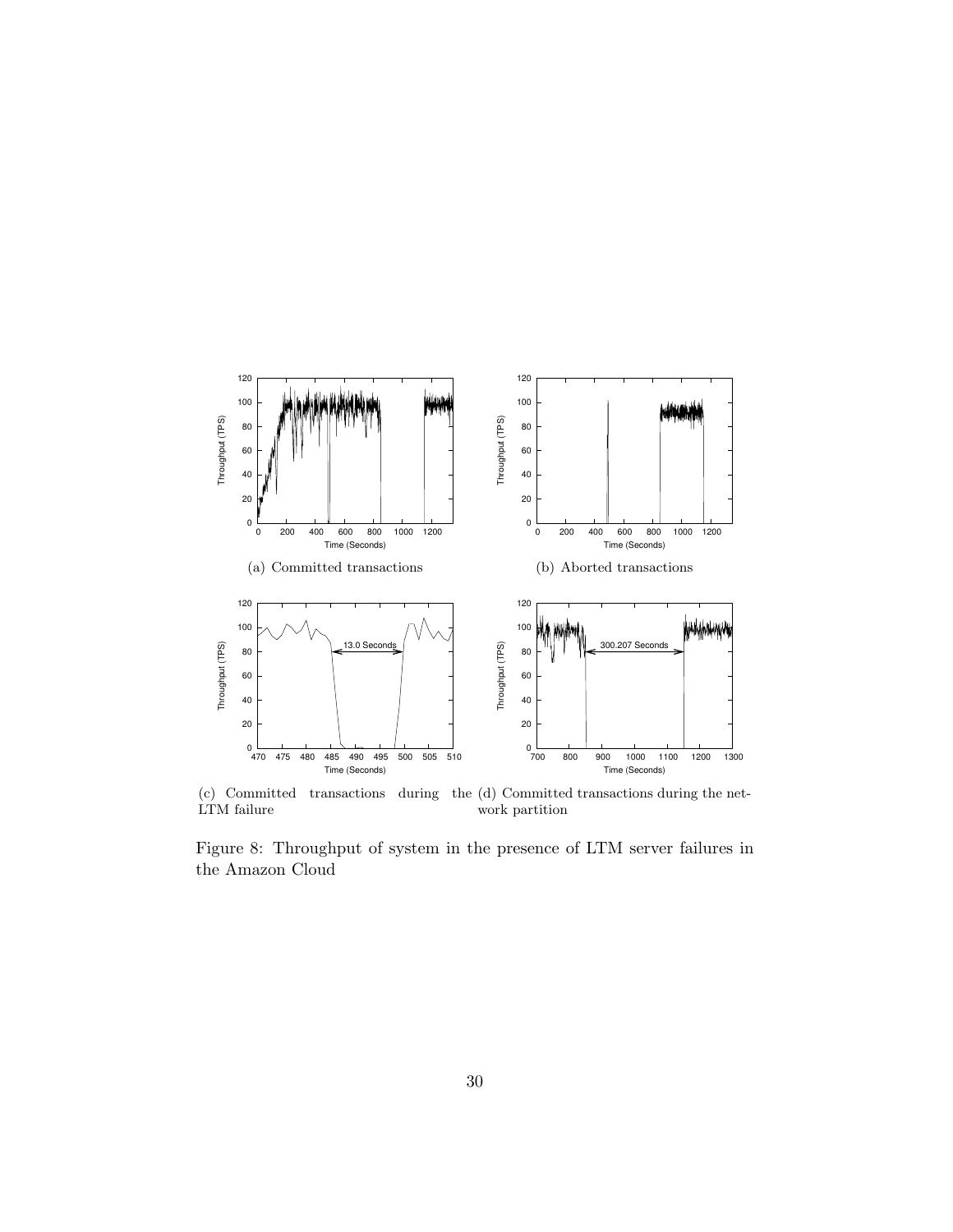(a) Committed transactions

(b) Aborted transactions

(c) Committed transactions during the LTM failure

(d) Committed transactions during the network partition

Figure 8: Throughput of system in the presence of LTM server failures in the Amazon Cloud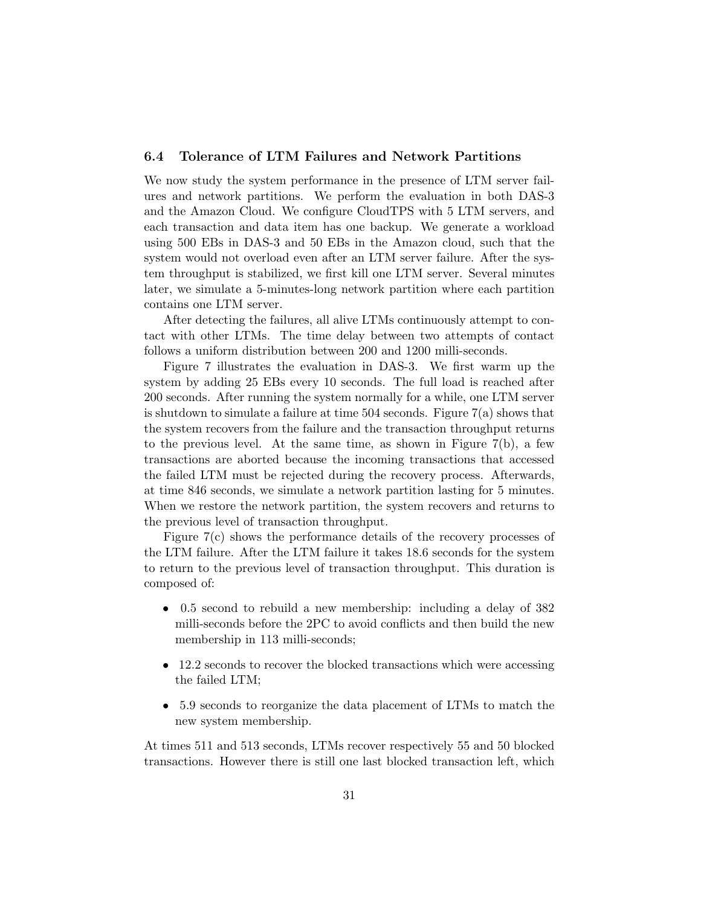### 6.4 Tolerance of LTM Failures and Network Partitions

We now study the system performance in the presence of LTM server failures and network partitions. We perform the evaluation in both DAS-3 and the Amazon Cloud. We configure CloudTPS with 5 LTM servers, and each transaction and data item has one backup. We generate a workload using 500 EBs in DAS-3 and 50 EBs in the Amazon cloud, such that the system would not overload even after an LTM server failure. After the system throughput is stabilized, we first kill one LTM server. Several minutes later, we simulate a 5-minutes-long network partition where each partition contains one LTM server.

After detecting the failures, all alive LTMs continuously attempt to contact with other LTMs. The time delay between two attempts of contact follows a uniform distribution between 200 and 1200 milli-seconds.

Figure 7 illustrates the evaluation in DAS-3. We first warm up the system by adding 25 EBs every 10 seconds. The full load is reached after 200 seconds. After running the system normally for a while, one LTM server is shutdown to simulate a failure at time 504 seconds. Figure 7(a) shows that the system recovers from the failure and the transaction throughput returns to the previous level. At the same time, as shown in Figure 7(b), a few transactions are aborted because the incoming transactions that accessed the failed LTM must be rejected during the recovery process. Afterwards, at time 846 seconds, we simulate a network partition lasting for 5 minutes. When we restore the network partition, the system recovers and returns to the previous level of transaction throughput.

Figure 7(c) shows the performance details of the recovery processes of the LTM failure. After the LTM failure it takes 18.6 seconds for the system to return to the previous level of transaction throughput. This duration is composed of:

- 0.5 second to rebuild a new membership: including a delay of 382 milli-seconds before the 2PC to avoid conflicts and then build the new membership in 113 milli-seconds;
- 12.2 seconds to recover the blocked transactions which were accessing the failed LTM;
- 5.9 seconds to reorganize the data placement of LTMs to match the new system membership.

At times 511 and 513 seconds, LTMs recover respectively 55 and 50 blocked transactions. However there is still one last blocked transaction left, which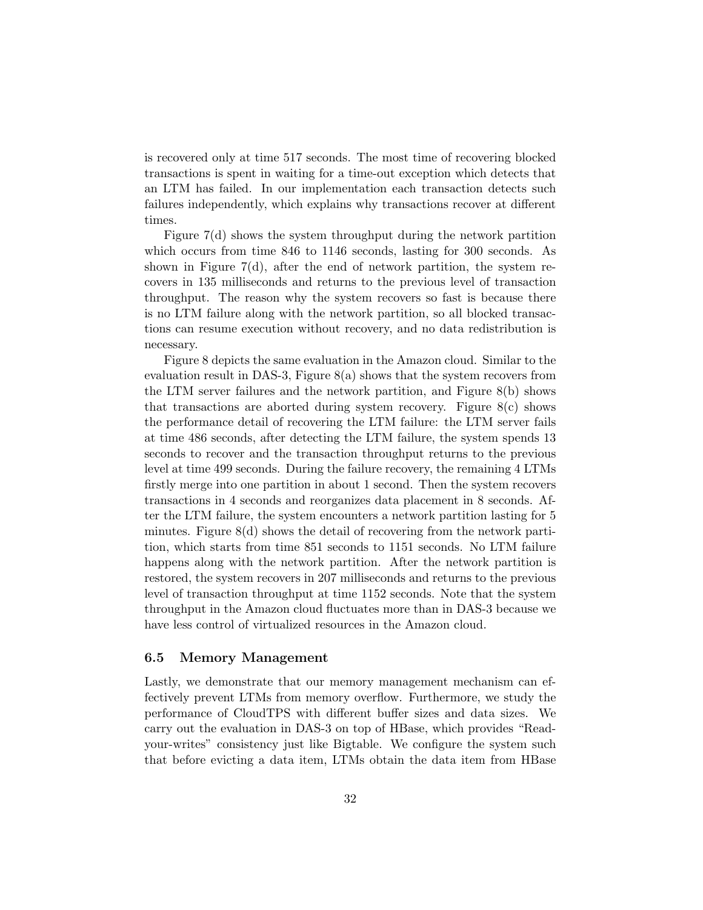is recovered only at time 517 seconds. The most time of recovering blocked transactions is spent in waiting for a time-out exception which detects that an LTM has failed. In our implementation each transaction detects such failures independently, which explains why transactions recover at different times.

Figure 7(d) shows the system throughput during the network partition which occurs from time 846 to 1146 seconds, lasting for 300 seconds. As shown in Figure 7(d), after the end of network partition, the system recovers in 135 milliseconds and returns to the previous level of transaction throughput. The reason why the system recovers so fast is because there is no LTM failure along with the network partition, so all blocked transactions can resume execution without recovery, and no data redistribution is necessary.

Figure 8 depicts the same evaluation in the Amazon cloud. Similar to the evaluation result in DAS-3, Figure 8(a) shows that the system recovers from the LTM server failures and the network partition, and Figure 8(b) shows that transactions are aborted during system recovery. Figure 8(c) shows the performance detail of recovering the LTM failure: the LTM server fails at time 486 seconds, after detecting the LTM failure, the system spends 13 seconds to recover and the transaction throughput returns to the previous level at time 499 seconds. During the failure recovery, the remaining 4 LTMs firstly merge into one partition in about 1 second. Then the system recovers transactions in 4 seconds and reorganizes data placement in 8 seconds. After the LTM failure, the system encounters a network partition lasting for 5 minutes. Figure 8(d) shows the detail of recovering from the network partition, which starts from time 851 seconds to 1151 seconds. No LTM failure happens along with the network partition. After the network partition is restored, the system recovers in 207 milliseconds and returns to the previous level of transaction throughput at time 1152 seconds. Note that the system throughput in the Amazon cloud fluctuates more than in DAS-3 because we have less control of virtualized resources in the Amazon cloud.

### 6.5 Memory Management

Lastly, we demonstrate that our memory management mechanism can effectively prevent LTMs from memory overflow. Furthermore, we study the performance of CloudTPS with different buffer sizes and data sizes. We carry out the evaluation in DAS-3 on top of HBase, which provides "Read-your-writes" consistency just like Bigtable. We configure the system such that before evicting a data item, LTMs obtain the data item from HBase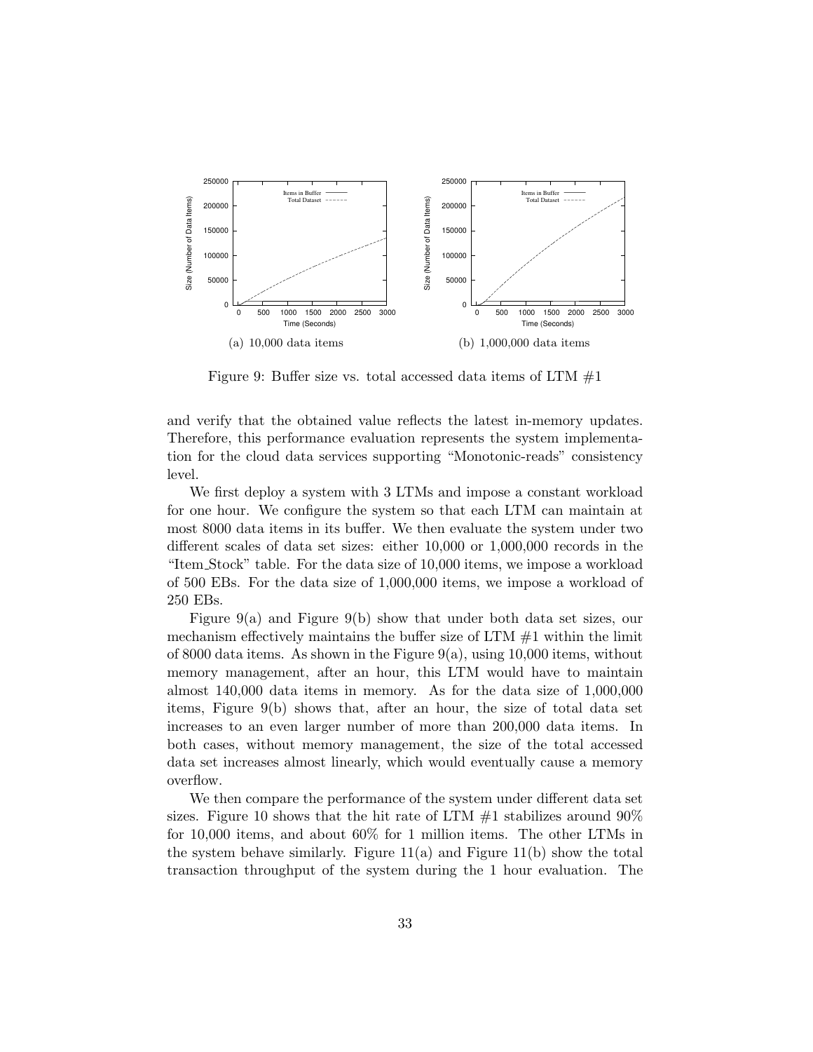(a) 10,000 data items

(b) 1,000,000 data items

Figure 9: Buffer size vs. total accessed data items of LTM #1

and verify that the obtained value reflects the latest in-memory updates. Therefore, this performance evaluation represents the system implementation for the cloud data services supporting "Monotonic-reads" consistency level.

We first deploy a system with 3 LTMs and impose a constant workload for one hour. We configure the system so that each LTM can maintain at most 8000 data items in its buffer. We then evaluate the system under two different scales of data set sizes: either 10,000 or 1,000,000 records in the "Item_Stock" table. For the data size of 10,000 items, we impose a workload of 500 EBs. For the data size of 1,000,000 items, we impose a workload of 250 EBs.

Figure 9(a) and Figure 9(b) show that under both data set sizes, our mechanism effectively maintains the buffer size of LTM #1 within the limit of 8000 data items. As shown in the Figure 9(a), using 10,000 items, without memory management, after an hour, this LTM would have to maintain almost 140,000 data items in memory. As for the data size of 1,000,000 items, Figure 9(b) shows that, after an hour, the size of total data set increases to an even larger number of more than 200,000 data items. In both cases, without memory management, the size of the total accessed data set increases almost linearly, which would eventually cause a memory overflow.

We then compare the performance of the system under different data set sizes. Figure 10 shows that the hit rate of LTM #1 stabilizes around 90% for 10,000 items, and about 60% for 1 million items. The other LTMs in the system behave similarly. Figure 11(a) and Figure 11(b) show the total transaction throughput of the system during the 1 hour evaluation. The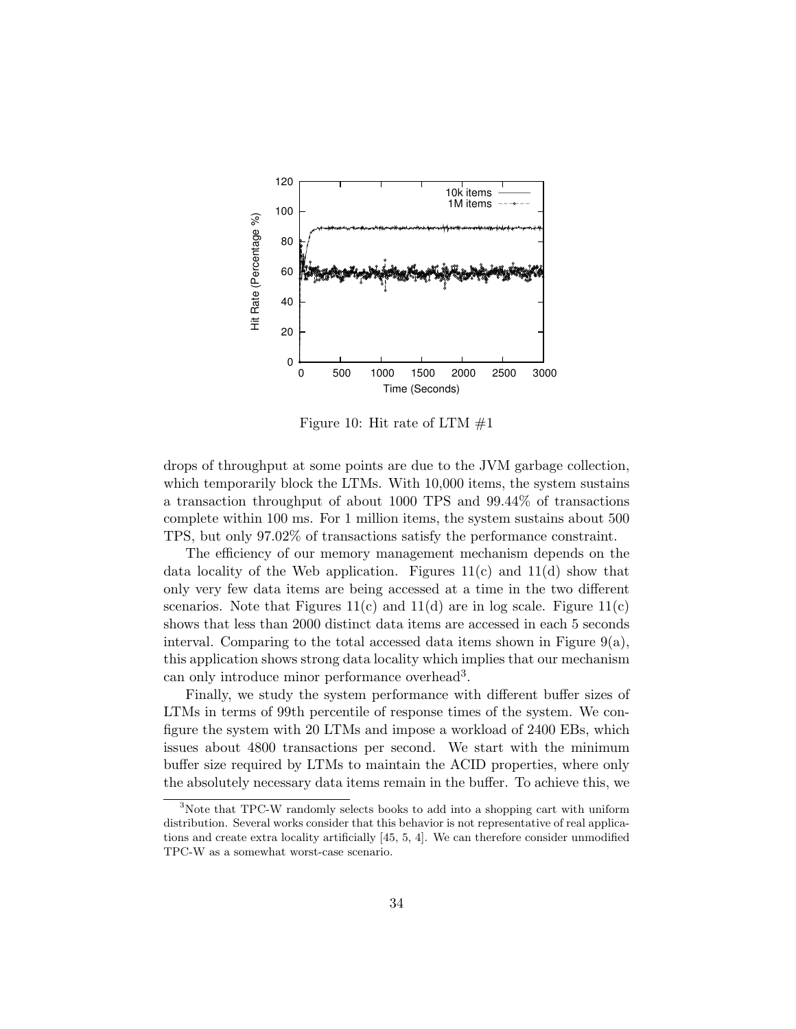Figure 10: Hit rate of LTM #1

drops of throughput at some points are due to the JVM garbage collection, which temporarily block the LTMs. With 10,000 items, the system sustains a transaction throughput of about 1000 TPS and 99.44% of transactions complete within 100 ms. For 1 million items, the system sustains about 500 TPS, but only 97.02% of transactions satisfy the performance constraint.

The efficiency of our memory management mechanism depends on the data locality of the Web application. Figures 11(c) and 11(d) show that only very few data items are being accessed at a time in the two different scenarios. Note that Figures 11(c) and 11(d) are in log scale. Figure 11(c) shows that less than 2000 distinct data items are accessed in each 5 seconds interval. Comparing to the total accessed data items shown in Figure 9(a), this application shows strong data locality which implies that our mechanism can only introduce minor performance overhead[3].

Finally, we study the system performance with different buffer sizes of LTMs in terms of 99th percentile of response times of the system. We configure the system with 20 LTMs and impose a workload of 2400 EBs, which issues about 4800 transactions per second. We start with the minimum buffer size required by LTMs to maintain the ACID properties, where only the absolutely necessary data items remain in the buffer. To achieve this, we

[3] Note that TPC-W randomly selects books to add into a shopping cart with uniform distribution. Several works consider that this behavior is not representative of real applications and create extra locality artificially [45, 5, 4]. We can therefore consider unmodified TPC-W as a somewhat worst-case scenario.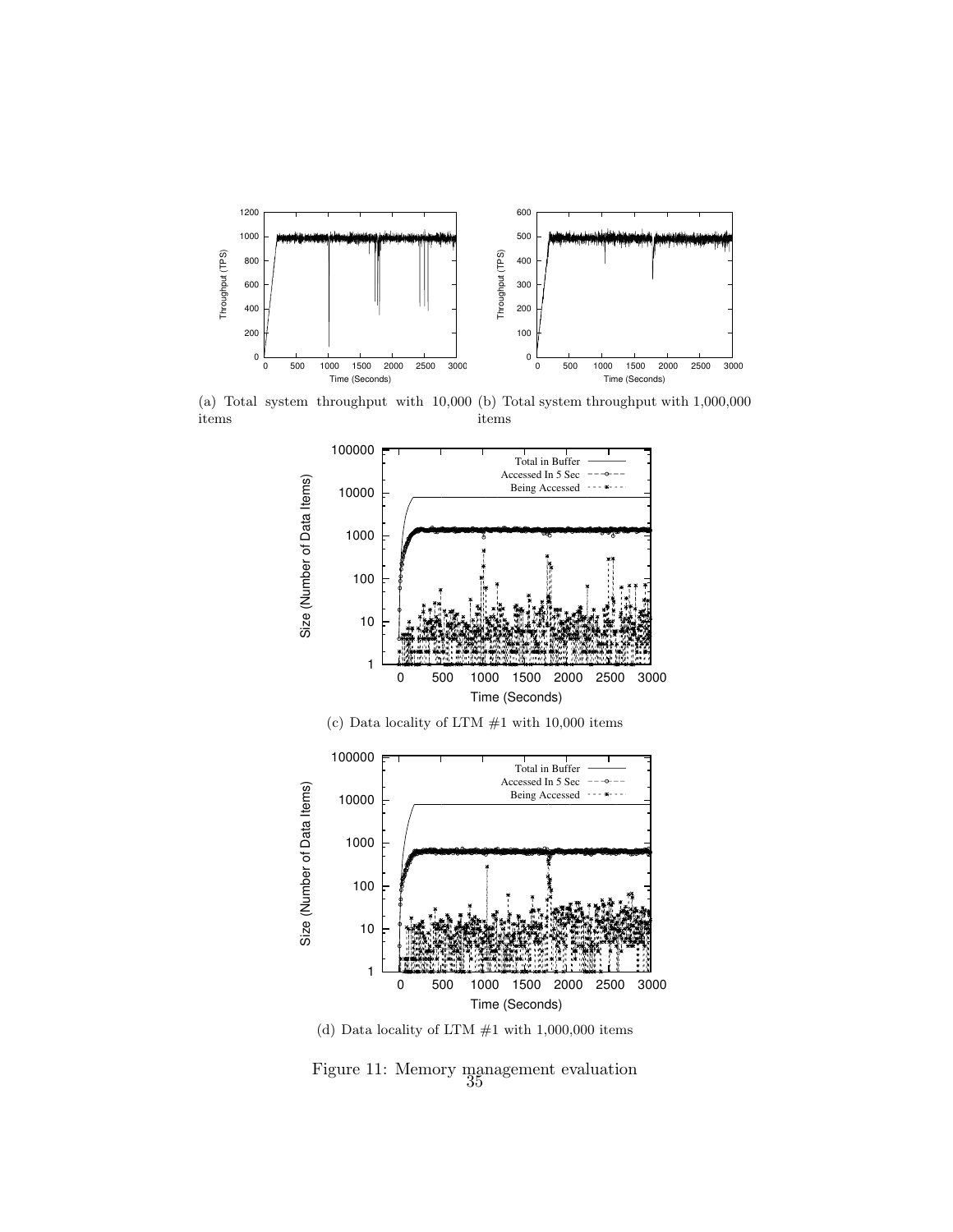(a) Total system throughput with 10,000 items

(b) Total system throughput with 1,000,000 items

(c) Data locality of LTM #1 with 10,000 items

(d) Data locality of LTM #1 with 1,000,000 items

Figure 11: Memory management evaluation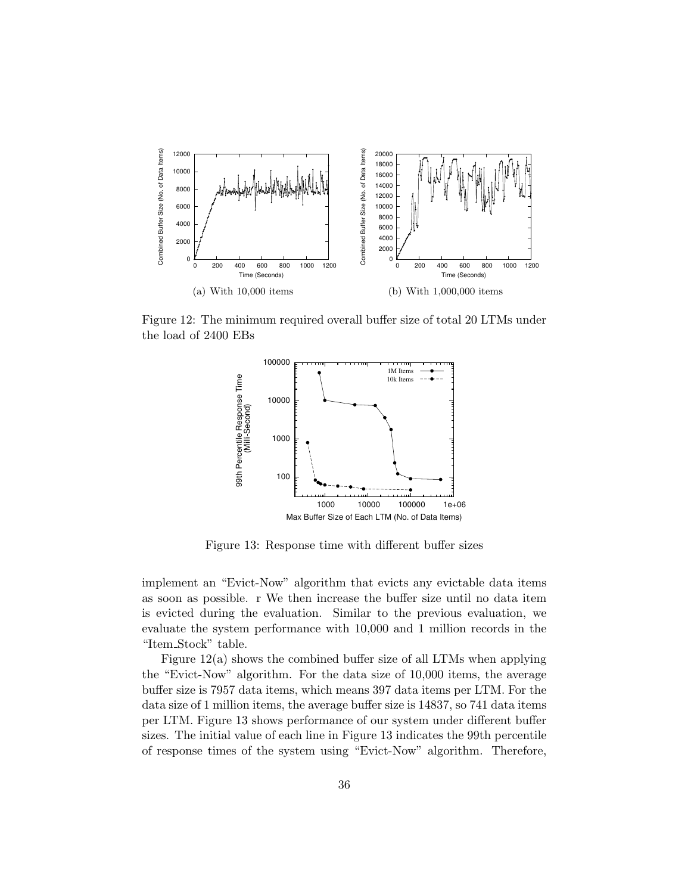Figure 12: The minimum required overall buffer size of total 20 LTMs under the load of 2400 EBs

(a) With 10,000 items

(b) With 1,000,000 items

Figure 13: Response time with different buffer sizes

implement an "Evict-Now" algorithm that evicts any evictable data items as soon as possible. r We then increase the buffer size until no data item is evicted during the evaluation. Similar to the previous evaluation, we evaluate the system performance with 10,000 and 1 million records in the "Item_Stock" table.

Figure 12(a) shows the combined buffer size of all LTMs when applying the "Evict-Now" algorithm. For the data size of 10,000 items, the average buffer size is 7957 data items, which means 397 data items per LTM. For the data size of 1 million items, the average buffer size is 14837, so 741 data items per LTM. Figure 13 shows performance of our system under different buffer sizes. The initial value of each line in Figure 13 indicates the 99th percentile of response times of the system using "Evict-Now" algorithm. Therefore,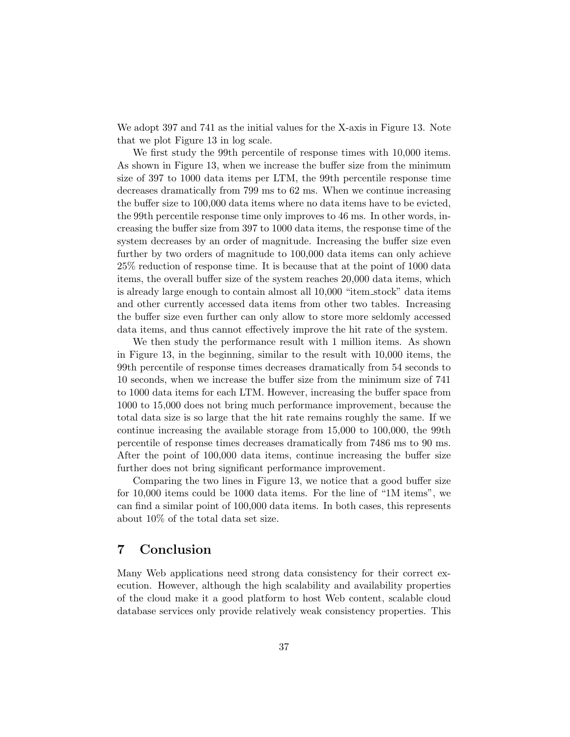We adopt 397 and 741 as the initial values for the X-axis in Figure 13. Note that we plot Figure 13 in log scale.

We first study the 99th percentile of response times with 10,000 items. As shown in Figure 13, when we increase the buffer size from the minimum size of 397 to 1000 data items per LTM, the 99th percentile response time decreases dramatically from 799 ms to 62 ms. When we continue increasing the buffer size to 100,000 data items where no data items have to be evicted, the 99th percentile response time only improves to 46 ms. In other words, increasing the buffer size from 397 to 1000 data items, the response time of the system decreases by an order of magnitude. Increasing the buffer size even further by two orders of magnitude to 100,000 data items can only achieve 25% reduction of response time. It is because that at the point of 1000 data items, the overall buffer size of the system reaches 20,000 data items, which is already large enough to contain almost all 10,000 "item_stock" data items and other currently accessed data items from other two tables. Increasing the buffer size even further can only allow to store more seldomly accessed data items, and thus cannot effectively improve the hit rate of the system.

We then study the performance result with 1 million items. As shown in Figure 13, in the beginning, similar to the result with 10,000 items, the 99th percentile of response times decreases dramatically from 54 seconds to 10 seconds, when we increase the buffer size from the minimum size of 741 to 1000 data items for each LTM. However, increasing the buffer space from 1000 to 15,000 does not bring much performance improvement, because the total data size is so large that the hit rate remains roughly the same. If we continue increasing the available storage from 15,000 to 100,000, the 99th percentile of response times decreases dramatically from 7486 ms to 90 ms. After the point of 100,000 data items, continue increasing the buffer size further does not bring significant performance improvement.

Comparing the two lines in Figure 13, we notice that a good buffer size for 10,000 items could be 1000 data items. For the line of "1M items", we can find a similar point of 100,000 data items. In both cases, this represents about 10% of the total data set size.

# 7 Conclusion

Many Web applications need strong data consistency for their correct execution. However, although the high scalability and availability properties of the cloud make it a good platform to host Web content, scalable cloud database services only provide relatively weak consistency properties. This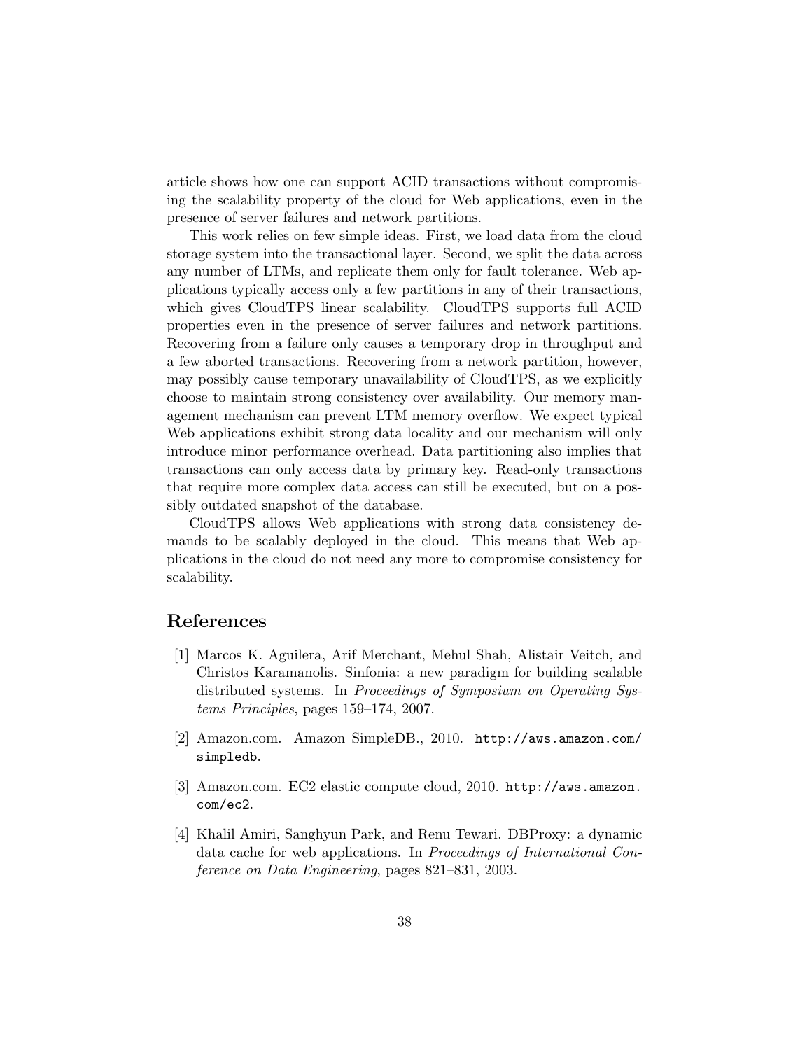article shows how one can support ACID transactions without compromising the scalability property of the cloud for Web applications, even in the presence of server failures and network partitions.

This work relies on few simple ideas. First, we load data from the cloud storage system into the transactional layer. Second, we split the data across any number of LTMs, and replicate them only for fault tolerance. Web applications typically access only a few partitions in any of their transactions, which gives CloudTPS linear scalability. CloudTPS supports full ACID properties even in the presence of server failures and network partitions. Recovering from a failure only causes a temporary drop in throughput and a few aborted transactions. Recovering from a network partition, however, may possibly cause temporary unavailability of CloudTPS, as we explicitly choose to maintain strong consistency over availability. Our memory management mechanism can prevent LTM memory overflow. We expect typical Web applications exhibit strong data locality and our mechanism will only introduce minor performance overhead. Data partitioning also implies that transactions can only access data by primary key. Read-only transactions that require more complex data access can still be executed, but on a possibly outdated snapshot of the database.

CloudTPS allows Web applications with strong data consistency demands to be scalably deployed in the cloud. This means that Web applications in the cloud do not need any more to compromise consistency for scalability.

# References

[1] Marcos K. Aguilera, Arif Merchant, Mehul Shah, Alistair Veitch, and Christos Karamanolis. Sinfonia: a new paradigm for building scalable distributed systems. In *Proceedings of Symposium on Operating Systems Principles*, pages 159–174, 2007.

[2] Amazon.com. Amazon SimpleDB., 2010. `http://aws.amazon.com/simpledb`.

[3] Amazon.com. EC2 elastic compute cloud, 2010. `http://aws.amazon.com/ec2`.

[4] Khalil Amiri, Sanghyun Park, and Renu Tewari. DBProxy: a dynamic data cache for web applications. In *Proceedings of International Conference on Data Engineering*, pages 821–831, 2003.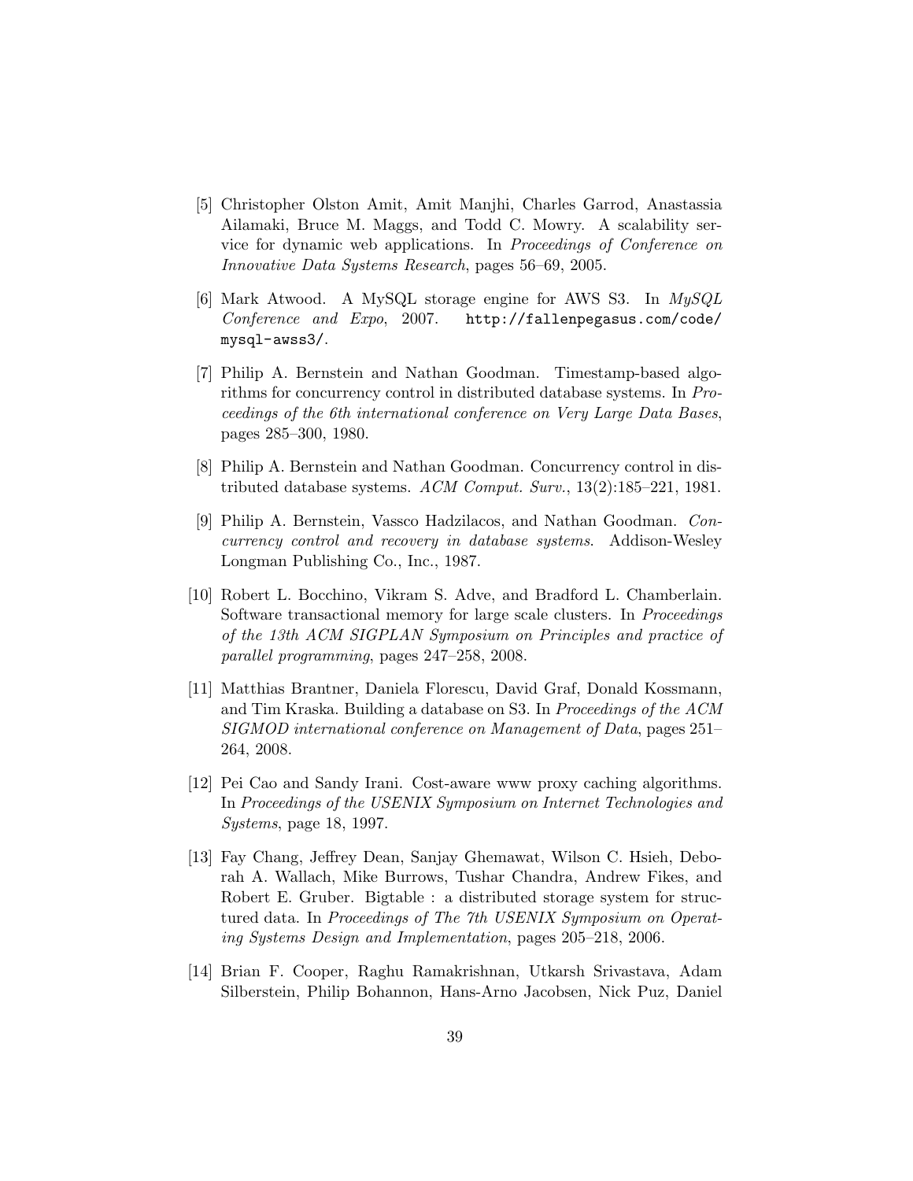[5] Christopher Olston Amit, Amit Manjhi, Charles Garrod, Anastassia Ailamaki, Bruce M. Maggs, and Todd C. Mowry. A scalability service for dynamic web applications. In *Proceedings of Conference on Innovative Data Systems Research*, pages 56–69, 2005.

[6] Mark Atwood. A MySQL storage engine for AWS S3. In *MySQL Conference and Expo*, 2007. `http://fallenpegasus.com/code/mysql-awss3/`.

[7] Philip A. Bernstein and Nathan Goodman. Timestamp-based algorithms for concurrency control in distributed database systems. In *Proceedings of the 6th international conference on Very Large Data Bases*, pages 285–300, 1980.

[8] Philip A. Bernstein and Nathan Goodman. Concurrency control in distributed database systems. *ACM Comput. Surv.*, 13(2):185–221, 1981.

[9] Philip A. Bernstein, Vassco Hadzilacos, and Nathan Goodman. *Concurrency control and recovery in database systems*. Addison-Wesley Longman Publishing Co., Inc., 1987.

[10] Robert L. Bocchino, Vikram S. Adve, and Bradford L. Chamberlain. Software transactional memory for large scale clusters. In *Proceedings of the 13th ACM SIGPLAN Symposium on Principles and practice of parallel programming*, pages 247–258, 2008.

[11] Matthias Brantner, Daniela Florescu, David Graf, Donald Kossmann, and Tim Kraska. Building a database on S3. In *Proceedings of the ACM SIGMOD international conference on Management of Data*, pages 251–264, 2008.

[12] Pei Cao and Sandy Irani. Cost-aware www proxy caching algorithms. In *Proceedings of the USENIX Symposium on Internet Technologies and Systems*, page 18, 1997.

[13] Fay Chang, Jeffrey Dean, Sanjay Ghemawat, Wilson C. Hsieh, Deborah A. Wallach, Mike Burrows, Tushar Chandra, Andrew Fikes, and Robert E. Gruber. Bigtable : a distributed storage system for structured data. In *Proceedings of The 7th USENIX Symposium on Operating Systems Design and Implementation*, pages 205–218, 2006.

[14] Brian F. Cooper, Raghu Ramakrishnan, Utkarsh Srivastava, Adam Silberstein, Philip Bohannon, Hans-Arno Jacobsen, Nick Puz, Daniel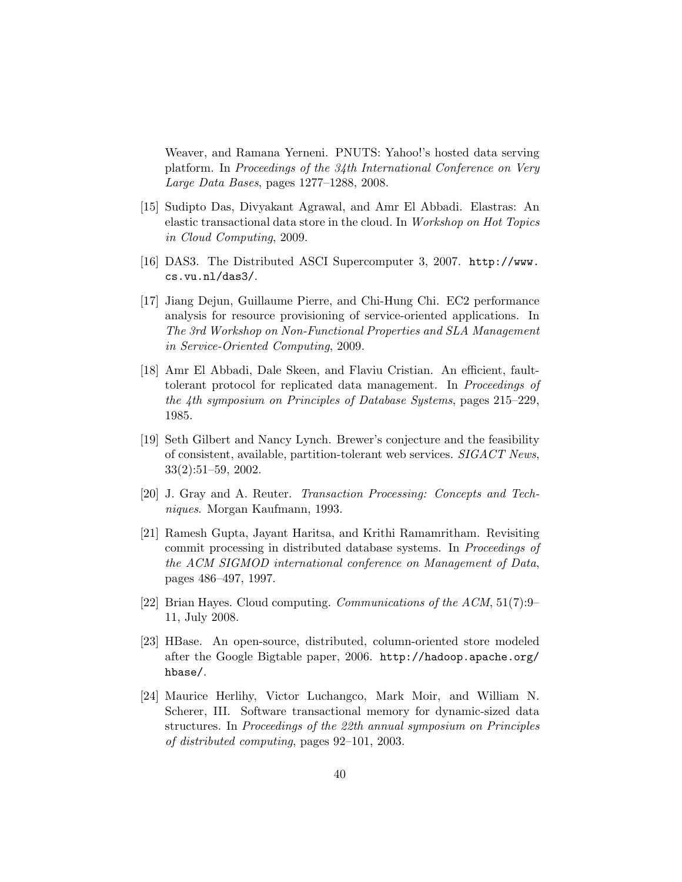Weaver, and Ramana Yerneni. PNUTS: Yahoo!'s hosted data serving platform. In *Proceedings of the 34th International Conference on Very Large Data Bases*, pages 1277–1288, 2008.

[15] Sudipto Das, Divyakant Agrawal, and Amr El Abbadi. Elastras: An elastic transactional data store in the cloud. In *Workshop on Hot Topics in Cloud Computing*, 2009.

[16] DAS3. The Distributed ASCI Supercomputer 3, 2007. `http://www.cs.vu.nl/das3/`.

[17] Jiang Dejun, Guillaume Pierre, and Chi-Hung Chi. EC2 performance analysis for resource provisioning of service-oriented applications. In *The 3rd Workshop on Non-Functional Properties and SLA Management in Service-Oriented Computing*, 2009.

[18] Amr El Abbadi, Dale Skeen, and Flaviu Cristian. An efficient, fault-tolerant protocol for replicated data management. In *Proceedings of the 4th symposium on Principles of Database Systems*, pages 215–229, 1985.

[19] Seth Gilbert and Nancy Lynch. Brewer's conjecture and the feasibility of consistent, available, partition-tolerant web services. *SIGACT News*, 33(2):51–59, 2002.

[20] J. Gray and A. Reuter. *Transaction Processing: Concepts and Techniques*. Morgan Kaufmann, 1993.

[21] Ramesh Gupta, Jayant Haritsa, and Krithi Ramamritham. Revisiting commit processing in distributed database systems. In *Proceedings of the ACM SIGMOD international conference on Management of Data*, pages 486–497, 1997.

[22] Brian Hayes. Cloud computing. *Communications of the ACM*, 51(7):9–11, July 2008.

[23] HBase. An open-source, distributed, column-oriented store modeled after the Google Bigtable paper, 2006. `http://hadoop.apache.org/hbase/`.

[24] Maurice Herlihy, Victor Luchangco, Mark Moir, and William N. Scherer, III. Software transactional memory for dynamic-sized data structures. In *Proceedings of the 22th annual symposium on Principles of distributed computing*, pages 92–101, 2003.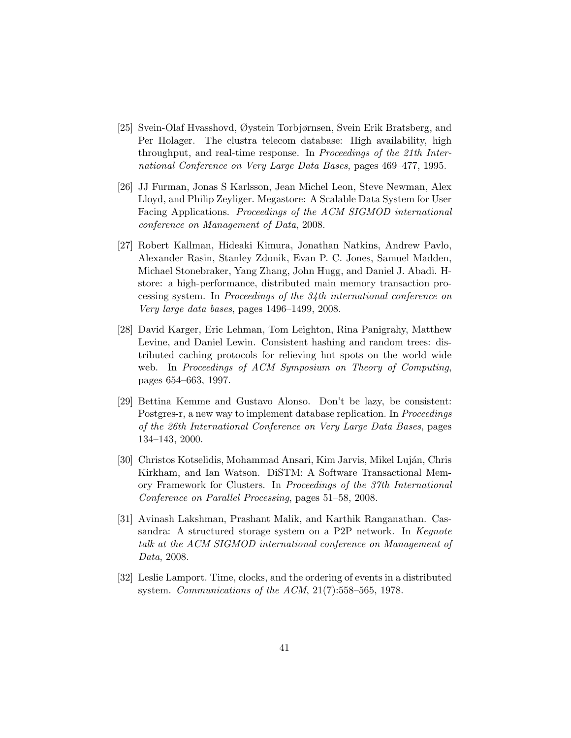[25] Svein-Olaf Hvasshovd, Øystein Torbjørnsen, Svein Erik Bratsberg, and Per Holager. The clustra telecom database: High availability, high throughput, and real-time response. In *Proceedings of the 21th International Conference on Very Large Data Bases*, pages 469–477, 1995.

[26] JJ Furman, Jonas S Karlsson, Jean Michel Leon, Steve Newman, Alex Lloyd, and Philip Zeyliger. Megastore: A Scalable Data System for User Facing Applications. *Proceedings of the ACM SIGMOD international conference on Management of Data*, 2008.

[27] Robert Kallman, Hideaki Kimura, Jonathan Natkins, Andrew Pavlo, Alexander Rasin, Stanley Zdonik, Evan P. C. Jones, Samuel Madden, Michael Stonebraker, Yang Zhang, John Hugg, and Daniel J. Abadi. H-store: a high-performance, distributed main memory transaction processing system. In *Proceedings of the 34th international conference on Very large data bases*, pages 1496–1499, 2008.

[28] David Karger, Eric Lehman, Tom Leighton, Rina Panigrahy, Matthew Levine, and Daniel Lewin. Consistent hashing and random trees: distributed caching protocols for relieving hot spots on the world wide web. In *Proceedings of ACM Symposium on Theory of Computing*, pages 654–663, 1997.

[29] Bettina Kemme and Gustavo Alonso. Don't be lazy, be consistent: Postgres-r, a new way to implement database replication. In *Proceedings of the 26th International Conference on Very Large Data Bases*, pages 134–143, 2000.

[30] Christos Kotselidis, Mohammad Ansari, Kim Jarvis, Mikel Luján, Chris Kirkham, and Ian Watson. DiSTM: A Software Transactional Memory Framework for Clusters. In *Proceedings of the 37th International Conference on Parallel Processing*, pages 51–58, 2008.

[31] Avinash Lakshman, Prashant Malik, and Karthik Ranganathan. Cassandra: A structured storage system on a P2P network. In *Keynote talk at the ACM SIGMOD international conference on Management of Data*, 2008.

[32] Leslie Lamport. Time, clocks, and the ordering of events in a distributed system. *Communications of the ACM*, 21(7):558–565, 1978.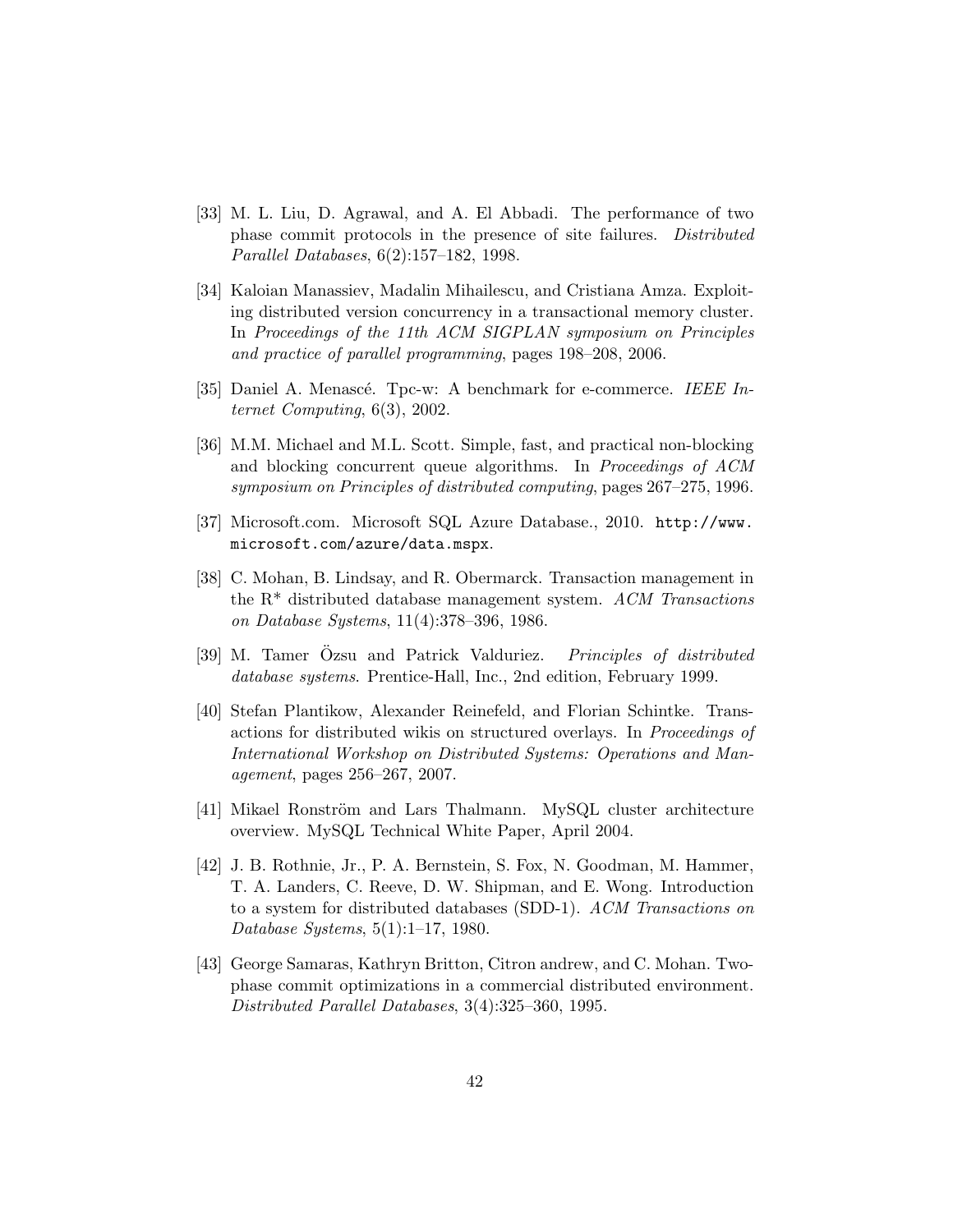[33] M. L. Liu, D. Agrawal, and A. El Abbadi. The performance of two phase commit protocols in the presence of site failures. *Distributed Parallel Databases*, 6(2):157–182, 1998.

[34] Kaloian Manassiev, Madalin Mihailescu, and Cristiana Amza. Exploiting distributed version concurrency in a transactional memory cluster. In *Proceedings of the 11th ACM SIGPLAN symposium on Principles and practice of parallel programming*, pages 198–208, 2006.

[35] Daniel A. Menascé. Tpc-w: A benchmark for e-commerce. *IEEE Internet Computing*, 6(3), 2002.

[36] M.M. Michael and M.L. Scott. Simple, fast, and practical non-blocking and blocking concurrent queue algorithms. In *Proceedings of ACM symposium on Principles of distributed computing*, pages 267–275, 1996.

[37] Microsoft.com. Microsoft SQL Azure Database., 2010. `http://www.microsoft.com/azure/data.mspx`.

[38] C. Mohan, B. Lindsay, and R. Obermarck. Transaction management in the R* distributed database management system. *ACM Transactions on Database Systems*, 11(4):378–396, 1986.

[39] M. Tamer Özsu and Patrick Valduriez. *Principles of distributed database systems*. Prentice-Hall, Inc., 2nd edition, February 1999.

[40] Stefan Plantikow, Alexander Reinefeld, and Florian Schintke. Transactions for distributed wikis on structured overlays. In *Proceedings of International Workshop on Distributed Systems: Operations and Management*, pages 256–267, 2007.

[41] Mikael Ronström and Lars Thalmann. MySQL cluster architecture overview. MySQL Technical White Paper, April 2004.

[42] J. B. Rothnie, Jr., P. A. Bernstein, S. Fox, N. Goodman, M. Hammer, T. A. Landers, C. Reeve, D. W. Shipman, and E. Wong. Introduction to a system for distributed databases (SDD-1). *ACM Transactions on Database Systems*, 5(1):1–17, 1980.

[43] George Samaras, Kathryn Britton, Citron andrew, and C. Mohan. Two-phase commit optimizations in a commercial distributed environment. *Distributed Parallel Databases*, 3(4):325–360, 1995.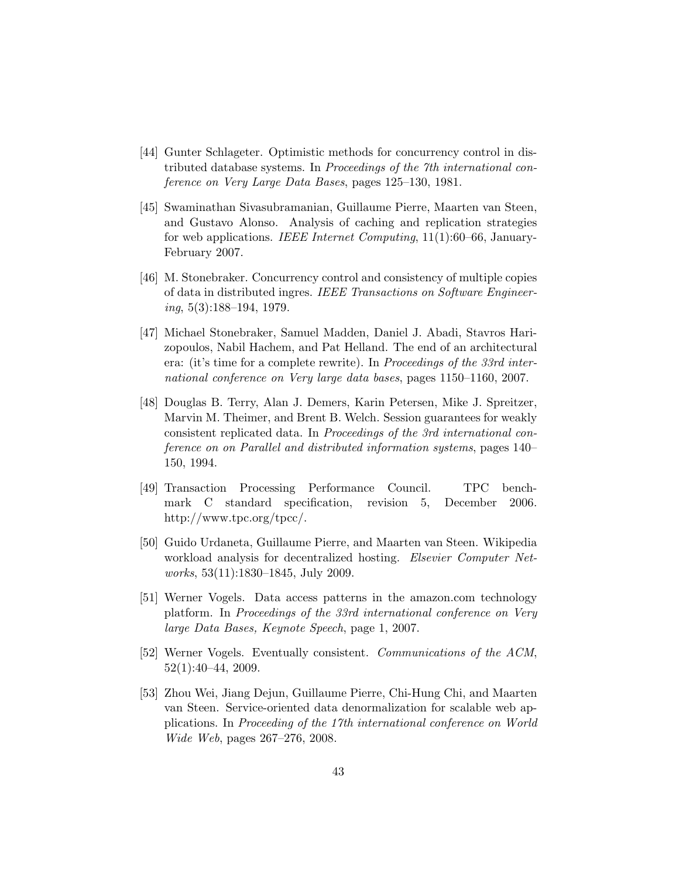[44] Gunter Schlageter. Optimistic methods for concurrency control in distributed database systems. In *Proceedings of the 7th international conference on Very Large Data Bases*, pages 125–130, 1981.

[45] Swaminathan Sivasubramanian, Guillaume Pierre, Maarten van Steen, and Gustavo Alonso. Analysis of caching and replication strategies for web applications. *IEEE Internet Computing*, 11(1):60–66, January-February 2007.

[46] M. Stonebraker. Concurrency control and consistency of multiple copies of data in distributed ingres. *IEEE Transactions on Software Engineering*, 5(3):188–194, 1979.

[47] Michael Stonebraker, Samuel Madden, Daniel J. Abadi, Stavros Harizopoulos, Nabil Hachem, and Pat Helland. The end of an architectural era: (it's time for a complete rewrite). In *Proceedings of the 33rd international conference on Very large data bases*, pages 1150–1160, 2007.

[48] Douglas B. Terry, Alan J. Demers, Karin Petersen, Mike J. Spreitzer, Marvin M. Theimer, and Brent B. Welch. Session guarantees for weakly consistent replicated data. In *Proceedings of the 3rd international conference on on Parallel and distributed information systems*, pages 140–150, 1994.

[49] Transaction Processing Performance Council. TPC benchmark C standard specification, revision 5, December 2006. http://www.tpc.org/tpcc/.

[50] Guido Urdaneta, Guillaume Pierre, and Maarten van Steen. Wikipedia workload analysis for decentralized hosting. *Elsevier Computer Networks*, 53(11):1830–1845, July 2009.

[51] Werner Vogels. Data access patterns in the amazon.com technology platform. In *Proceedings of the 33rd international conference on Very large Data Bases, Keynote Speech*, page 1, 2007.

[52] Werner Vogels. Eventually consistent. *Communications of the ACM*, 52(1):40–44, 2009.

[53] Zhou Wei, Jiang Dejun, Guillaume Pierre, Chi-Hung Chi, and Maarten van Steen. Service-oriented data denormalization for scalable web applications. In *Proceeding of the 17th international conference on World Wide Web*, pages 267–276, 2008.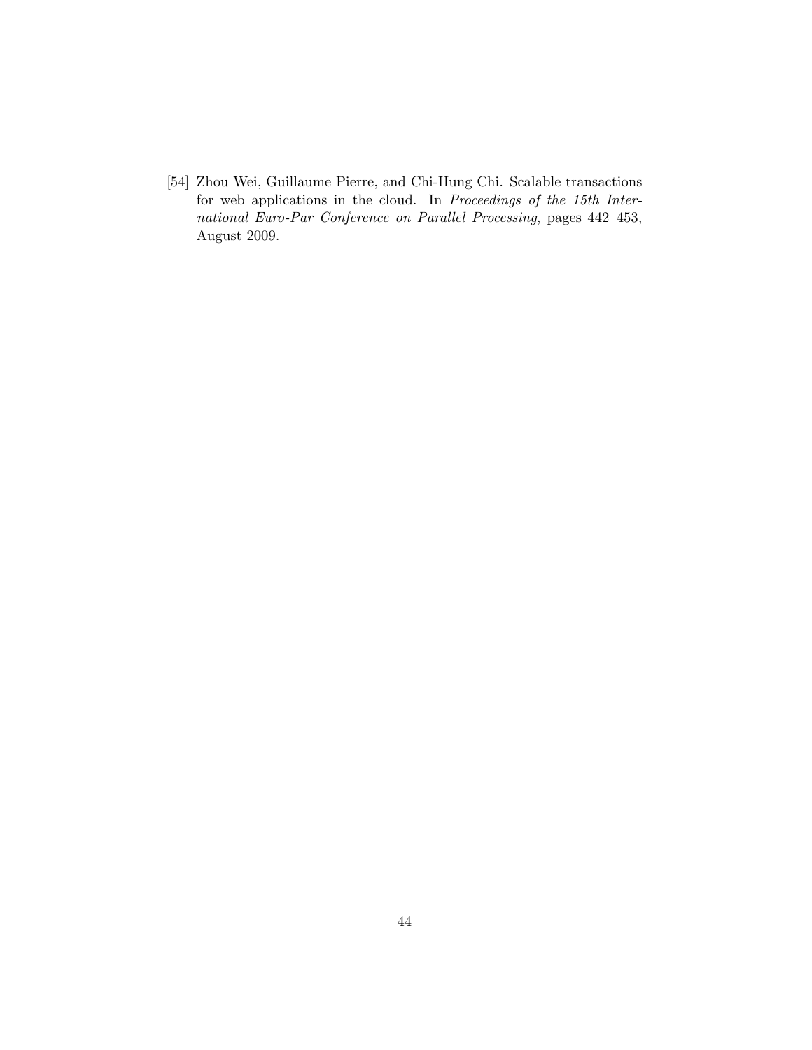[54] Zhou Wei, Guillaume Pierre, and Chi-Hung Chi. Scalable transactions for web applications in the cloud. In *Proceedings of the 15th International Euro-Par Conference on Parallel Processing*, pages 442–453, August 2009.